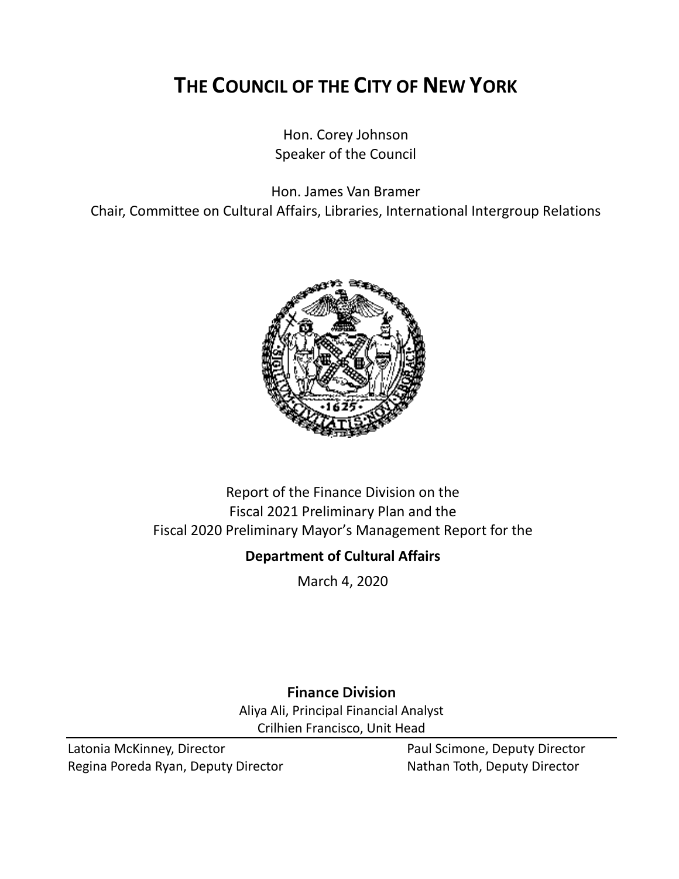# THE COUNCIL OF THE CITY OF NEW YORK

Hon. Corey Johnson
Speaker of the Council

Hon. James Van Bramer
Chair, Committee on Cultural Affairs, Libraries, International Intergroup Relations

Report of the Finance Division on the
Fiscal 2021 Preliminary Plan and the
Fiscal 2020 Preliminary Mayor's Management Report for the

**Department of Cultural Affairs**

March 4, 2020

**Finance Division**

Aliya Ali, Principal Financial Analyst
Crilhien Francisco, Unit Head

Latonia McKinney, Director
Regina Poreda Ryan, Deputy Director
Paul Scimone, Deputy Director
Nathan Toth, Deputy Director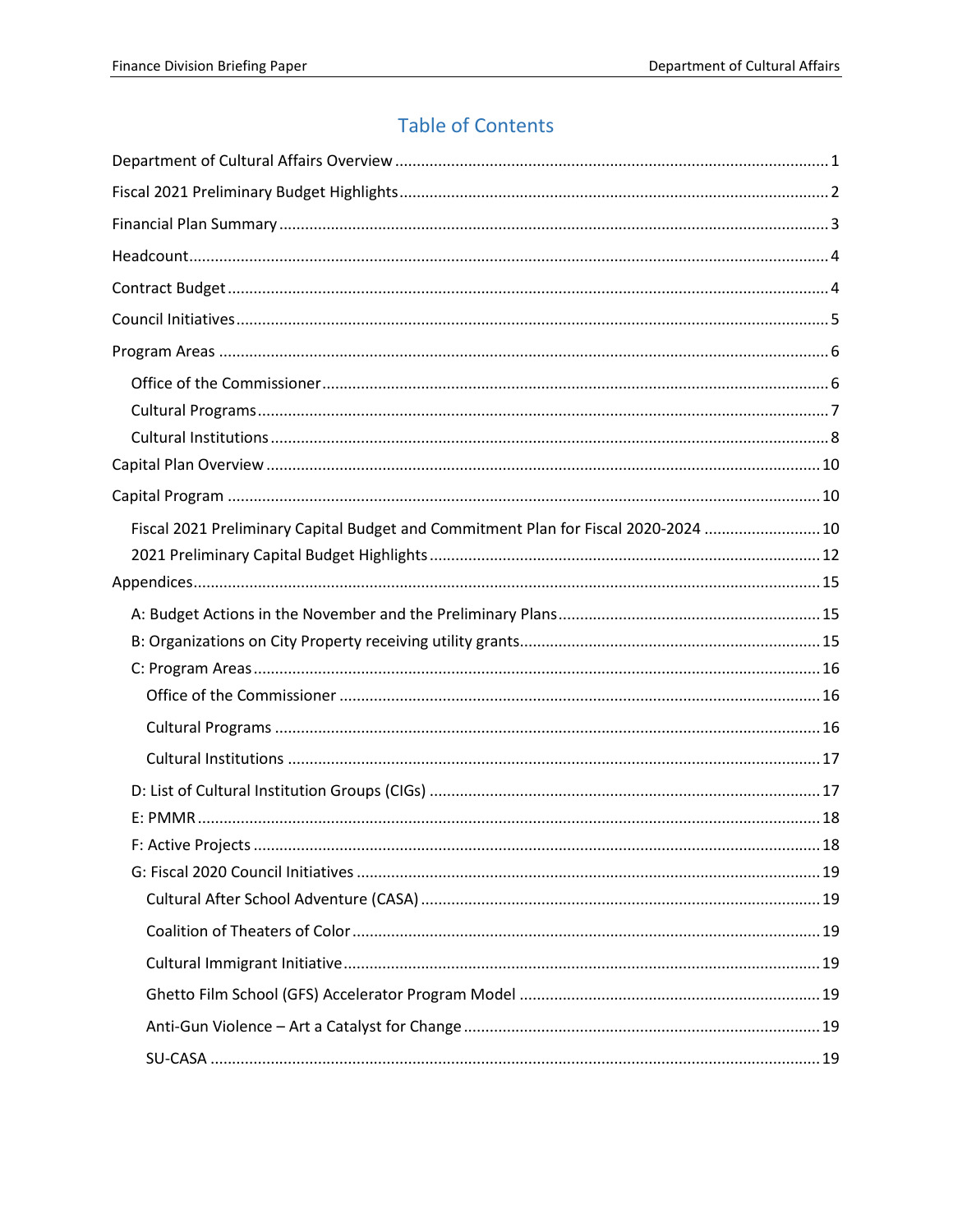# Table of Contents

- Department of Cultural Affairs Overview ..... 1
- Fiscal 2021 Preliminary Budget Highlights ..... 2
- Financial Plan Summary ..... 3
- Headcount ..... 4
- Contract Budget ..... 4
- Council Initiatives ..... 5
- Program Areas ..... 6
  - Office of the Commissioner ..... 6
  - Cultural Programs ..... 7
  - Cultural Institutions ..... 8
- Capital Plan Overview ..... 10
- Capital Program ..... 10
  - Fiscal 2021 Preliminary Capital Budget and Commitment Plan for Fiscal 2020-2024 ..... 10
  - 2021 Preliminary Capital Budget Highlights ..... 12
- Appendices ..... 15
  - A: Budget Actions in the November and the Preliminary Plans ..... 15
  - B: Organizations on City Property receiving utility grants ..... 15
  - C: Program Areas ..... 16
    - Office of the Commissioner ..... 16
    - Cultural Programs ..... 16
    - Cultural Institutions ..... 17
  - D: List of Cultural Institution Groups (CIGs) ..... 17
  - E: PMMR ..... 18
  - F: Active Projects ..... 18
  - G: Fiscal 2020 Council Initiatives ..... 19
    - Cultural After School Adventure (CASA) ..... 19
    - Coalition of Theaters of Color ..... 19
    - Cultural Immigrant Initiative ..... 19
    - Ghetto Film School (GFS) Accelerator Program Model ..... 19
    - Anti-Gun Violence – Art a Catalyst for Change ..... 19
    - SU-CASA ..... 19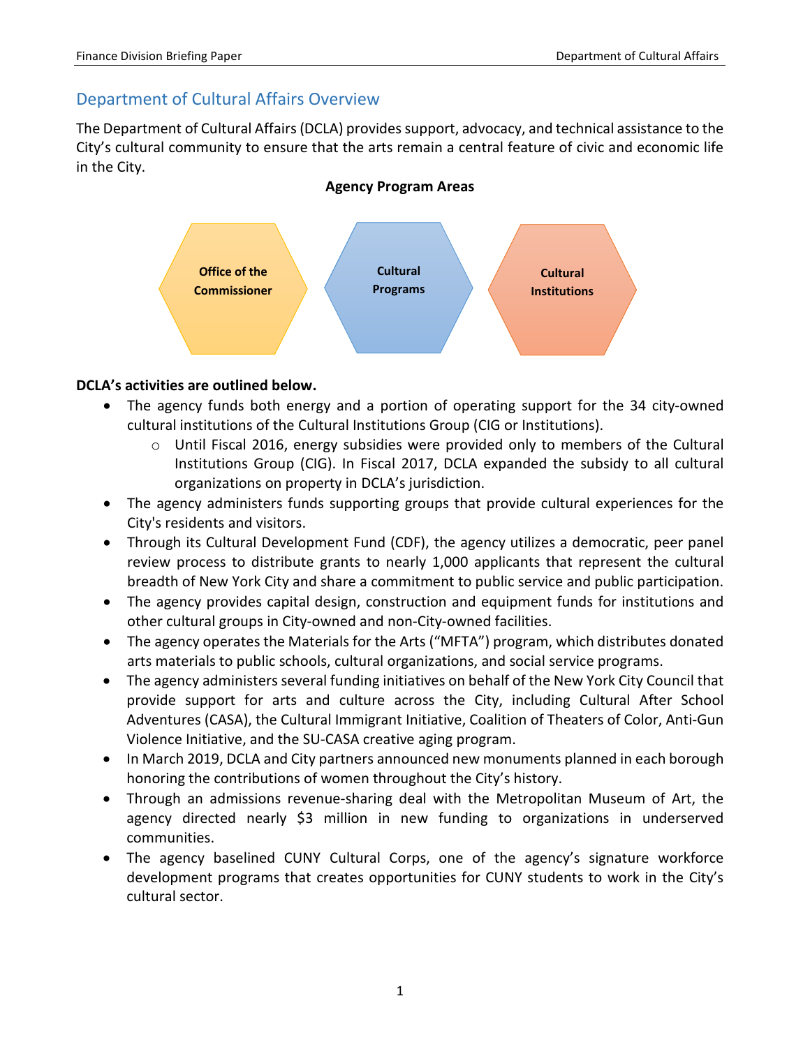## Department of Cultural Affairs Overview

The Department of Cultural Affairs (DCLA) provides support, advocacy, and technical assistance to the City's cultural community to ensure that the arts remain a central feature of civic and economic life in the City.

**Agency Program Areas**

- Office of the Commissioner
- Cultural Programs
- Cultural Institutions

**DCLA's activities are outlined below.**

- The agency funds both energy and a portion of operating support for the 34 city-owned cultural institutions of the Cultural Institutions Group (CIG or Institutions).
  - Until Fiscal 2016, energy subsidies were provided only to members of the Cultural Institutions Group (CIG). In Fiscal 2017, DCLA expanded the subsidy to all cultural organizations on property in DCLA's jurisdiction.
- The agency administers funds supporting groups that provide cultural experiences for the City's residents and visitors.
- Through its Cultural Development Fund (CDF), the agency utilizes a democratic, peer panel review process to distribute grants to nearly 1,000 applicants that represent the cultural breadth of New York City and share a commitment to public service and public participation.
- The agency provides capital design, construction and equipment funds for institutions and other cultural groups in City-owned and non-City-owned facilities.
- The agency operates the Materials for the Arts ("MFTA") program, which distributes donated arts materials to public schools, cultural organizations, and social service programs.
- The agency administers several funding initiatives on behalf of the New York City Council that provide support for arts and culture across the City, including Cultural After School Adventures (CASA), the Cultural Immigrant Initiative, Coalition of Theaters of Color, Anti-Gun Violence Initiative, and the SU-CASA creative aging program.
- In March 2019, DCLA and City partners announced new monuments planned in each borough honoring the contributions of women throughout the City's history.
- Through an admissions revenue-sharing deal with the Metropolitan Museum of Art, the agency directed nearly $3 million in new funding to organizations in underserved communities.
- The agency baselined CUNY Cultural Corps, one of the agency's signature workforce development programs that creates opportunities for CUNY students to work in the City's cultural sector.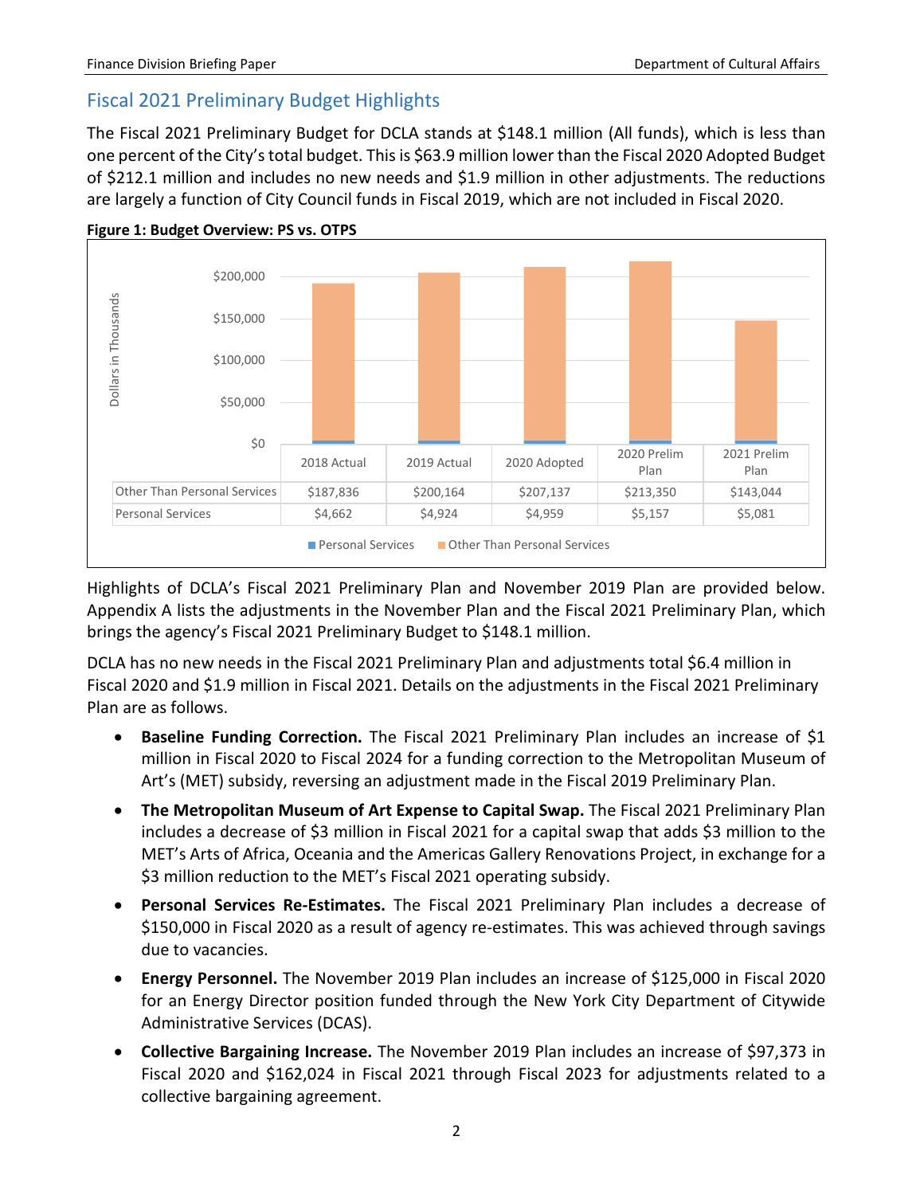## Fiscal 2021 Preliminary Budget Highlights

The Fiscal 2021 Preliminary Budget for DCLA stands at $148.1 million (All funds), which is less than one percent of the City's total budget. This is $63.9 million lower than the Fiscal 2020 Adopted Budget of $212.1 million and includes no new needs and $1.9 million in other adjustments. The reductions are largely a function of City Council funds in Fiscal 2019, which are not included in Fiscal 2020.

**Figure 1: Budget Overview: PS vs. OTPS**

Dollars in Thousands

| | 2018 Actual | 2019 Actual | 2020 Adopted | 2020 Prelim Plan | 2021 Prelim Plan |
|---|---|---|---|---|---|
| Other Than Personal Services | $187,836 | $200,164 | $207,137 | $213,350 | $143,044 |
| Personal Services | $4,662 | $4,924 | $4,959 | $5,157 | $5,081 |

Highlights of DCLA's Fiscal 2021 Preliminary Plan and November 2019 Plan are provided below. Appendix A lists the adjustments in the November Plan and the Fiscal 2021 Preliminary Plan, which brings the agency's Fiscal 2021 Preliminary Budget to $148.1 million.

DCLA has no new needs in the Fiscal 2021 Preliminary Plan and adjustments total $6.4 million in Fiscal 2020 and $1.9 million in Fiscal 2021. Details on the adjustments in the Fiscal 2021 Preliminary Plan are as follows.

- **Baseline Funding Correction.** The Fiscal 2021 Preliminary Plan includes an increase of $1 million in Fiscal 2020 to Fiscal 2024 for a funding correction to the Metropolitan Museum of Art's (MET) subsidy, reversing an adjustment made in the Fiscal 2019 Preliminary Plan.
- **The Metropolitan Museum of Art Expense to Capital Swap.** The Fiscal 2021 Preliminary Plan includes a decrease of $3 million in Fiscal 2021 for a capital swap that adds $3 million to the MET's Arts of Africa, Oceania and the Americas Gallery Renovations Project, in exchange for a $3 million reduction to the MET's Fiscal 2021 operating subsidy.
- **Personal Services Re-Estimates.** The Fiscal 2021 Preliminary Plan includes a decrease of $150,000 in Fiscal 2020 as a result of agency re-estimates. This was achieved through savings due to vacancies.
- **Energy Personnel.** The November 2019 Plan includes an increase of $125,000 in Fiscal 2020 for an Energy Director position funded through the New York City Department of Citywide Administrative Services (DCAS).
- **Collective Bargaining Increase.** The November 2019 Plan includes an increase of $97,373 in Fiscal 2020 and $162,024 in Fiscal 2021 through Fiscal 2023 for adjustments related to a collective bargaining agreement.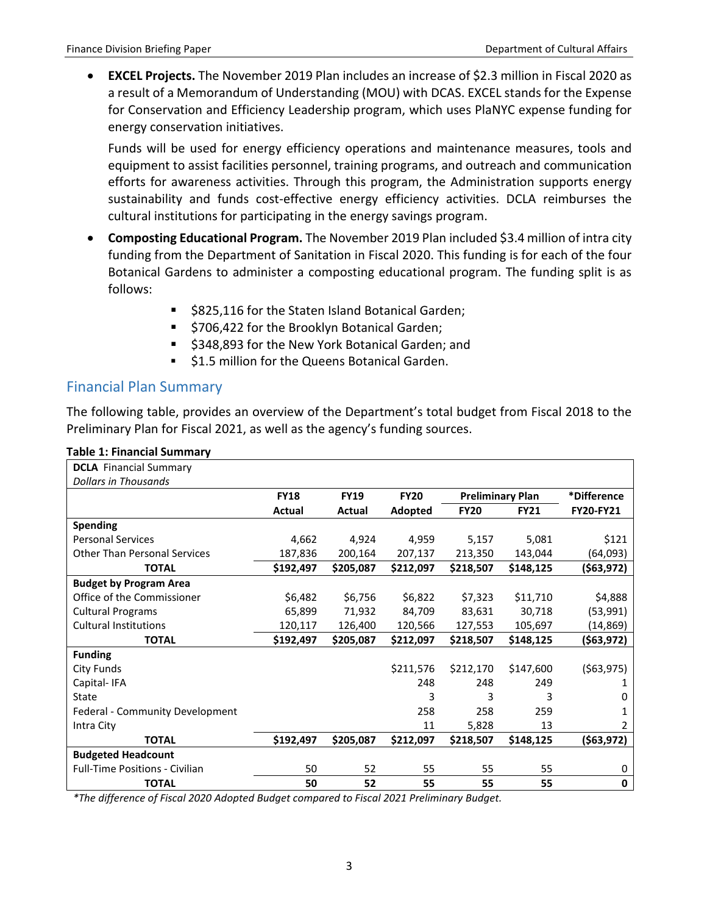- **EXCEL Projects.** The November 2019 Plan includes an increase of $2.3 million in Fiscal 2020 as a result of a Memorandum of Understanding (MOU) with DCAS. EXCEL stands for the Expense for Conservation and Efficiency Leadership program, which uses PlaNYC expense funding for energy conservation initiatives.

  Funds will be used for energy efficiency operations and maintenance measures, tools and equipment to assist facilities personnel, training programs, and outreach and communication efforts for awareness activities. Through this program, the Administration supports energy sustainability and funds cost-effective energy efficiency activities. DCLA reimburses the cultural institutions for participating in the energy savings program.

- **Composting Educational Program.** The November 2019 Plan included $3.4 million of intra city funding from the Department of Sanitation in Fiscal 2020. This funding is for each of the four Botanical Gardens to administer a composting educational program. The funding split is as follows:
  - $825,116 for the Staten Island Botanical Garden;
  - $706,422 for the Brooklyn Botanical Garden;
  - $348,893 for the New York Botanical Garden; and
  - $1.5 million for the Queens Botanical Garden.

## Financial Plan Summary

The following table, provides an overview of the Department's total budget from Fiscal 2018 to the Preliminary Plan for Fiscal 2021, as well as the agency's funding sources.

**Table 1: Financial Summary**

| **DCLA** Financial Summary *Dollars in Thousands* | | | | | | |
|---|---|---|---|---|---|---|
| | **FY18** | **FY19** | **FY20** | **Preliminary Plan** | | ***Difference** |
| | **Actual** | **Actual** | **Adopted** | **FY20** | **FY21** | **FY20-FY21** |
| **Spending** | | | | | | |
| Personal Services | 4,662 | 4,924 | 4,959 | 5,157 | 5,081 | $121 |
| Other Than Personal Services | 187,836 | 200,164 | 207,137 | 213,350 | 143,044 | (64,093) |
| **TOTAL** | **$192,497** | **$205,087** | **$212,097** | **$218,507** | **$148,125** | **($63,972)** |
| **Budget by Program Area** | | | | | | |
| Office of the Commissioner | $6,482 | $6,756 | $6,822 | $7,323 | $11,710 | $4,888 |
| Cultural Programs | 65,899 | 71,932 | 84,709 | 83,631 | 30,718 | (53,991) |
| Cultural Institutions | 120,117 | 126,400 | 120,566 | 127,553 | 105,697 | (14,869) |
| **TOTAL** | **$192,497** | **$205,087** | **$212,097** | **$218,507** | **$148,125** | **($63,972)** |
| **Funding** | | | | | | |
| City Funds | | | $211,576 | $212,170 | $147,600 | ($63,975) |
| Capital- IFA | | | 248 | 248 | 249 | 1 |
| State | | | 3 | 3 | 3 | 0 |
| Federal - Community Development | | | 258 | 258 | 259 | 1 |
| Intra City | | | 11 | 5,828 | 13 | 2 |
| **TOTAL** | **$192,497** | **$205,087** | **$212,097** | **$218,507** | **$148,125** | **($63,972)** |
| **Budgeted Headcount** | | | | | | |
| Full-Time Positions - Civilian | 50 | 52 | 55 | 55 | 55 | 0 |
| **TOTAL** | **50** | **52** | **55** | **55** | **55** | **0** |

*\*The difference of Fiscal 2020 Adopted Budget compared to Fiscal 2021 Preliminary Budget.*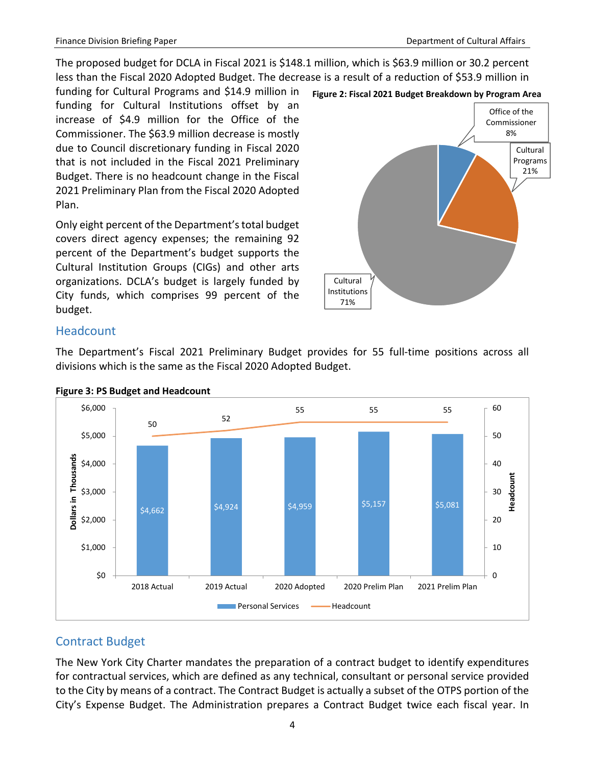The proposed budget for DCLA in Fiscal 2021 is $148.1 million, which is $63.9 million or 30.2 percent less than the Fiscal 2020 Adopted Budget. The decrease is a result of a reduction of $53.9 million in funding for Cultural Programs and $14.9 million in funding for Cultural Institutions offset by an increase of $4.9 million for the Office of the Commissioner. The $63.9 million decrease is mostly due to Council discretionary funding in Fiscal 2020 that is not included in the Fiscal 2021 Preliminary Budget. There is no headcount change in the Fiscal 2021 Preliminary Plan from the Fiscal 2020 Adopted Plan.

**Figure 2: Fiscal 2021 Budget Breakdown by Program Area**

| Program Area | Share |
|---|---|
| Office of the Commissioner | 8% |
| Cultural Programs | 21% |
| Cultural Institutions | 71% |

Only eight percent of the Department's total budget covers direct agency expenses; the remaining 92 percent of the Department's budget supports the Cultural Institution Groups (CIGs) and other arts organizations. DCLA's budget is largely funded by City funds, which comprises 99 percent of the budget.

## Headcount

The Department's Fiscal 2021 Preliminary Budget provides for 55 full-time positions across all divisions which is the same as the Fiscal 2020 Adopted Budget.

**Figure 3: PS Budget and Headcount**

| | 2018 Actual | 2019 Actual | 2020 Adopted | 2020 Prelim Plan | 2021 Prelim Plan |
|---|---|---|---|---|---|
| Personal Services (Dollars in Thousands) | $4,662 | $4,924 | $4,959 | $5,157 | $5,081 |
| Headcount | 50 | 52 | 55 | 55 | 55 |

## Contract Budget

The New York City Charter mandates the preparation of a contract budget to identify expenditures for contractual services, which are defined as any technical, consultant or personal service provided to the City by means of a contract. The Contract Budget is actually a subset of the OTPS portion of the City's Expense Budget. The Administration prepares a Contract Budget twice each fiscal year. In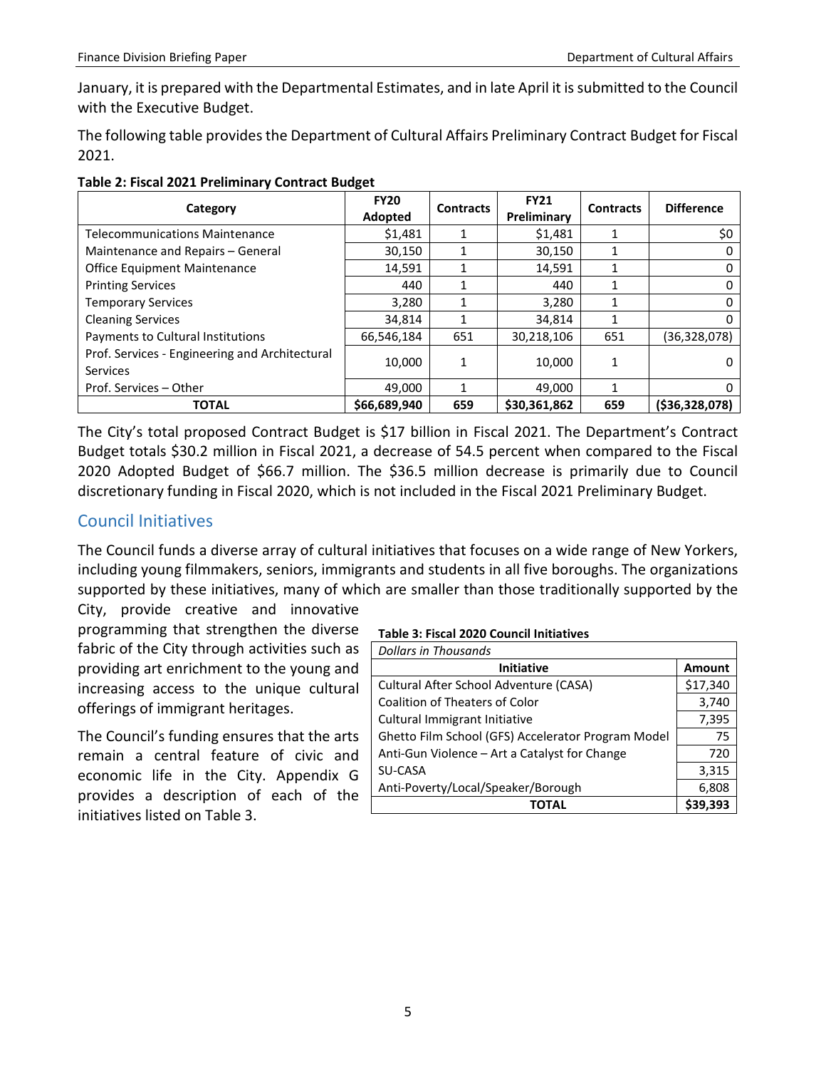January, it is prepared with the Departmental Estimates, and in late April it is submitted to the Council with the Executive Budget.

The following table provides the Department of Cultural Affairs Preliminary Contract Budget for Fiscal 2021.

**Table 2: Fiscal 2021 Preliminary Contract Budget**

| Category | FY20 Adopted | Contracts | FY21 Preliminary | Contracts | Difference |
|---|---|---|---|---|---|
| Telecommunications Maintenance | $1,481 | 1 | $1,481 | 1 | $0 |
| Maintenance and Repairs – General | 30,150 | 1 | 30,150 | 1 | 0 |
| Office Equipment Maintenance | 14,591 | 1 | 14,591 | 1 | 0 |
| Printing Services | 440 | 1 | 440 | 1 | 0 |
| Temporary Services | 3,280 | 1 | 3,280 | 1 | 0 |
| Cleaning Services | 34,814 | 1 | 34,814 | 1 | 0 |
| Payments to Cultural Institutions | 66,546,184 | 651 | 30,218,106 | 651 | (36,328,078) |
| Prof. Services - Engineering and Architectural Services | 10,000 | 1 | 10,000 | 1 | 0 |
| Prof. Services – Other | 49,000 | 1 | 49,000 | 1 | 0 |
| **TOTAL** | **$66,689,940** | **659** | **$30,361,862** | **659** | **($36,328,078)** |

The City's total proposed Contract Budget is $17 billion in Fiscal 2021. The Department's Contract Budget totals $30.2 million in Fiscal 2021, a decrease of 54.5 percent when compared to the Fiscal 2020 Adopted Budget of $66.7 million. The $36.5 million decrease is primarily due to Council discretionary funding in Fiscal 2020, which is not included in the Fiscal 2021 Preliminary Budget.

## Council Initiatives

The Council funds a diverse array of cultural initiatives that focuses on a wide range of New Yorkers, including young filmmakers, seniors, immigrants and students in all five boroughs. The organizations supported by these initiatives, many of which are smaller than those traditionally supported by the City, provide creative and innovative programming that strengthen the diverse fabric of the City through activities such as providing art enrichment to the young and increasing access to the unique cultural offerings of immigrant heritages.

The Council's funding ensures that the arts remain a central feature of civic and economic life in the City. Appendix G provides a description of each of the initiatives listed on Table 3.

**Table 3: Fiscal 2020 Council Initiatives**

*Dollars in Thousands*

| Initiative | Amount |
|---|---|
| Cultural After School Adventure (CASA) | $17,340 |
| Coalition of Theaters of Color | 3,740 |
| Cultural Immigrant Initiative | 7,395 |
| Ghetto Film School (GFS) Accelerator Program Model | 75 |
| Anti-Gun Violence – Art a Catalyst for Change | 720 |
| SU-CASA | 3,315 |
| Anti-Poverty/Local/Speaker/Borough | 6,808 |
| **TOTAL** | **$39,393** |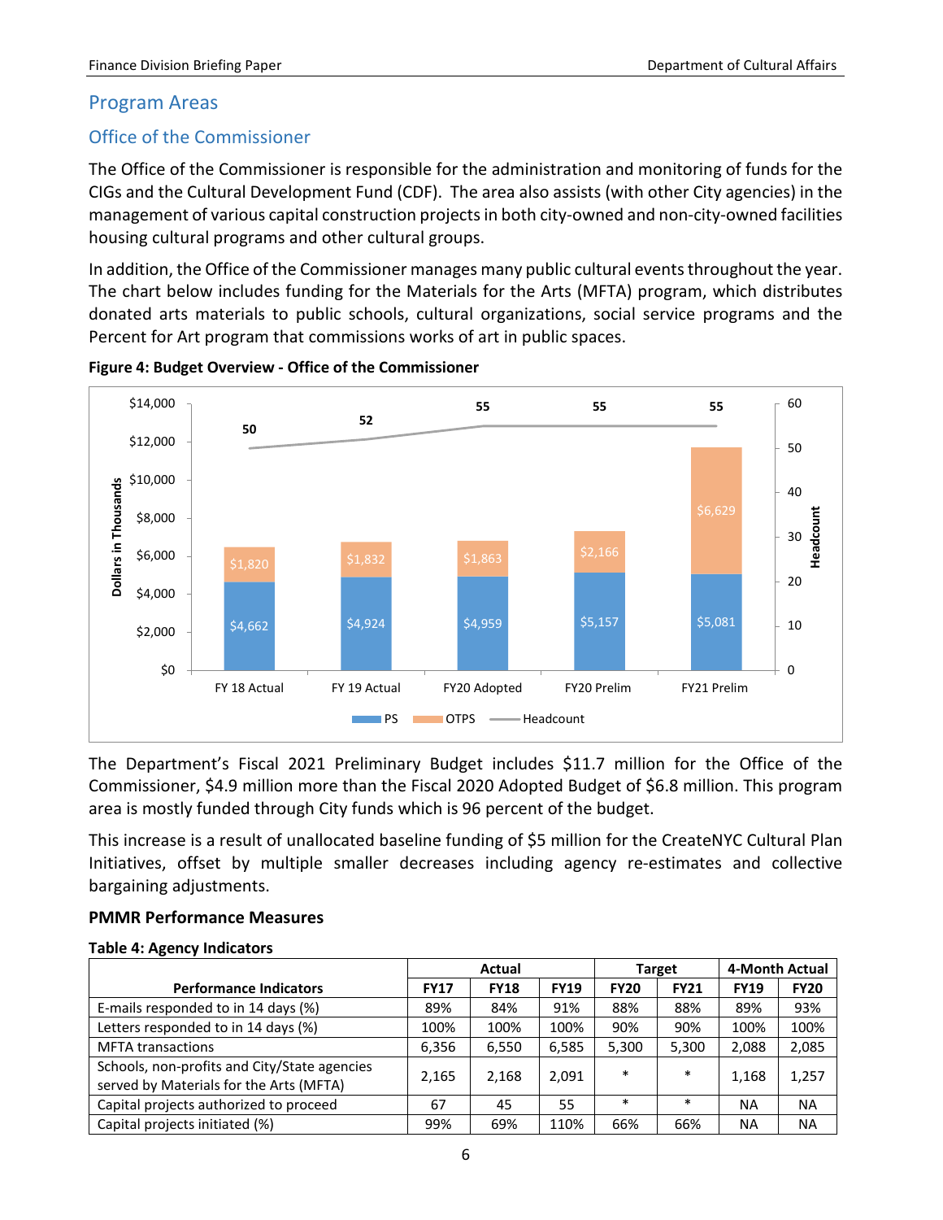## Program Areas

### Office of the Commissioner

The Office of the Commissioner is responsible for the administration and monitoring of funds for the CIGs and the Cultural Development Fund (CDF). The area also assists (with other City agencies) in the management of various capital construction projects in both city-owned and non-city-owned facilities housing cultural programs and other cultural groups.

In addition, the Office of the Commissioner manages many public cultural events throughout the year. The chart below includes funding for the Materials for the Arts (MFTA) program, which distributes donated arts materials to public schools, cultural organizations, social service programs and the Percent for Art program that commissions works of art in public spaces.

**Figure 4: Budget Overview - Office of the Commissioner**

| | FY 18 Actual | FY 19 Actual | FY20 Adopted | FY20 Prelim | FY21 Prelim |
|---|---|---|---|---|---|
| PS (Dollars in Thousands) | $4,662 | $4,924 | $4,959 | $5,157 | $5,081 |
| OTPS (Dollars in Thousands) | $1,820 | $1,832 | $1,863 | $2,166 | $6,629 |
| Headcount | 50 | 52 | 55 | 55 | 55 |

The Department's Fiscal 2021 Preliminary Budget includes $11.7 million for the Office of the Commissioner, $4.9 million more than the Fiscal 2020 Adopted Budget of $6.8 million. This program area is mostly funded through City funds which is 96 percent of the budget.

This increase is a result of unallocated baseline funding of $5 million for the CreateNYC Cultural Plan Initiatives, offset by multiple smaller decreases including agency re-estimates and collective bargaining adjustments.

#### PMMR Performance Measures

**Table 4: Agency Indicators**

| Performance Indicators | Actual | | | Target | | 4-Month Actual | |
|---|---|---|---|---|---|---|---|
| | FY17 | FY18 | FY19 | FY20 | FY21 | FY19 | FY20 |
| E-mails responded to in 14 days (%) | 89% | 84% | 91% | 88% | 88% | 89% | 93% |
| Letters responded to in 14 days (%) | 100% | 100% | 100% | 90% | 90% | 100% | 100% |
| MFTA transactions | 6,356 | 6,550 | 6,585 | 5,300 | 5,300 | 2,088 | 2,085 |
| Schools, non-profits and City/State agencies served by Materials for the Arts (MFTA) | 2,165 | 2,168 | 2,091 | * | * | 1,168 | 1,257 |
| Capital projects authorized to proceed | 67 | 45 | 55 | * | * | NA | NA |
| Capital projects initiated (%) | 99% | 69% | 110% | 66% | 66% | NA | NA |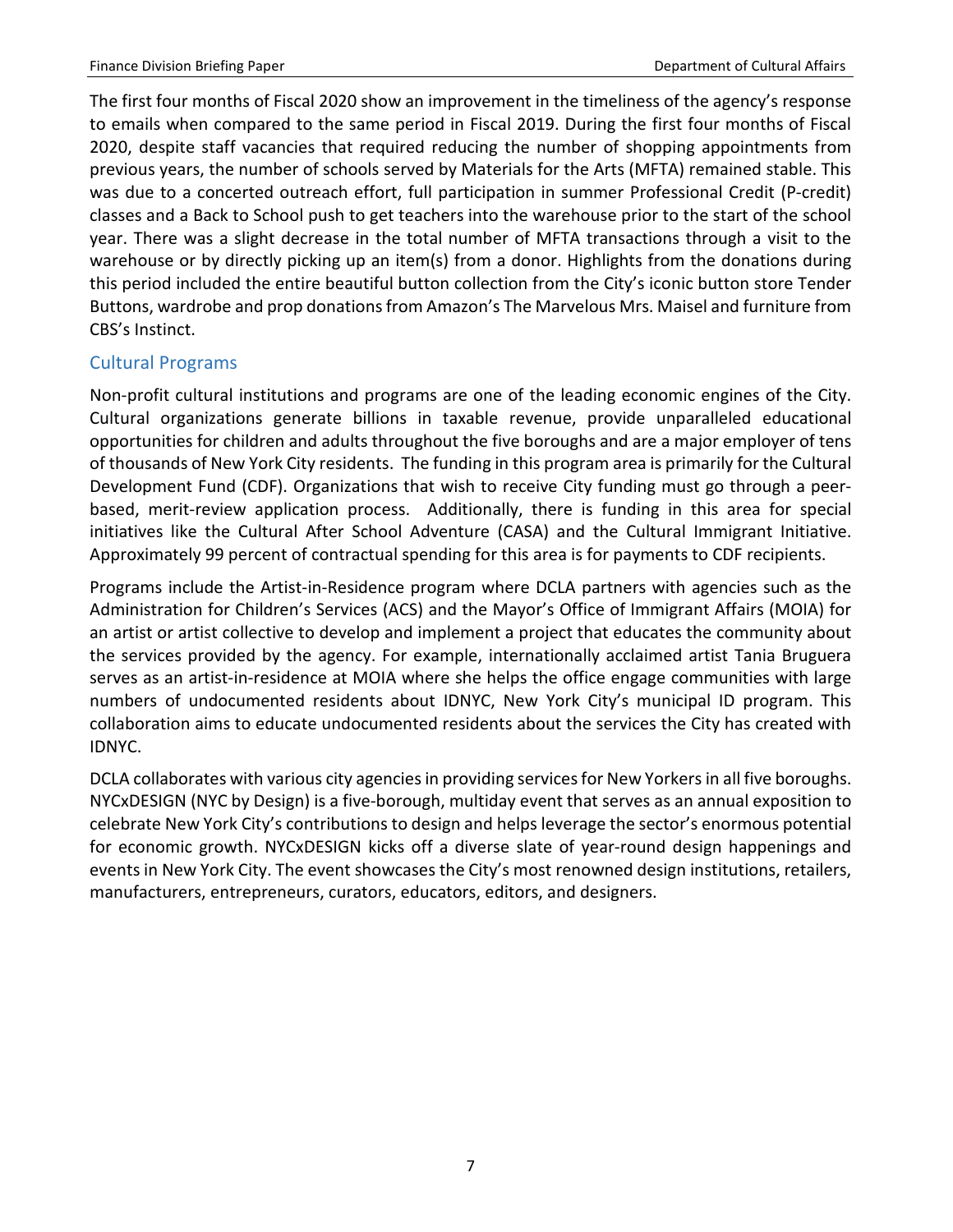The first four months of Fiscal 2020 show an improvement in the timeliness of the agency's response to emails when compared to the same period in Fiscal 2019. During the first four months of Fiscal 2020, despite staff vacancies that required reducing the number of shopping appointments from previous years, the number of schools served by Materials for the Arts (MFTA) remained stable. This was due to a concerted outreach effort, full participation in summer Professional Credit (P-credit) classes and a Back to School push to get teachers into the warehouse prior to the start of the school year. There was a slight decrease in the total number of MFTA transactions through a visit to the warehouse or by directly picking up an item(s) from a donor. Highlights from the donations during this period included the entire beautiful button collection from the City's iconic button store Tender Buttons, wardrobe and prop donations from Amazon's The Marvelous Mrs. Maisel and furniture from CBS's Instinct.

## Cultural Programs

Non-profit cultural institutions and programs are one of the leading economic engines of the City. Cultural organizations generate billions in taxable revenue, provide unparalleled educational opportunities for children and adults throughout the five boroughs and are a major employer of tens of thousands of New York City residents. The funding in this program area is primarily for the Cultural Development Fund (CDF). Organizations that wish to receive City funding must go through a peer-based, merit-review application process. Additionally, there is funding in this area for special initiatives like the Cultural After School Adventure (CASA) and the Cultural Immigrant Initiative. Approximately 99 percent of contractual spending for this area is for payments to CDF recipients.

Programs include the Artist-in-Residence program where DCLA partners with agencies such as the Administration for Children's Services (ACS) and the Mayor's Office of Immigrant Affairs (MOIA) for an artist or artist collective to develop and implement a project that educates the community about the services provided by the agency. For example, internationally acclaimed artist Tania Bruguera serves as an artist-in-residence at MOIA where she helps the office engage communities with large numbers of undocumented residents about IDNYC, New York City's municipal ID program. This collaboration aims to educate undocumented residents about the services the City has created with IDNYC.

DCLA collaborates with various city agencies in providing services for New Yorkers in all five boroughs. NYCxDESIGN (NYC by Design) is a five-borough, multiday event that serves as an annual exposition to celebrate New York City's contributions to design and helps leverage the sector's enormous potential for economic growth. NYCxDESIGN kicks off a diverse slate of year-round design happenings and events in New York City. The event showcases the City's most renowned design institutions, retailers, manufacturers, entrepreneurs, curators, educators, editors, and designers.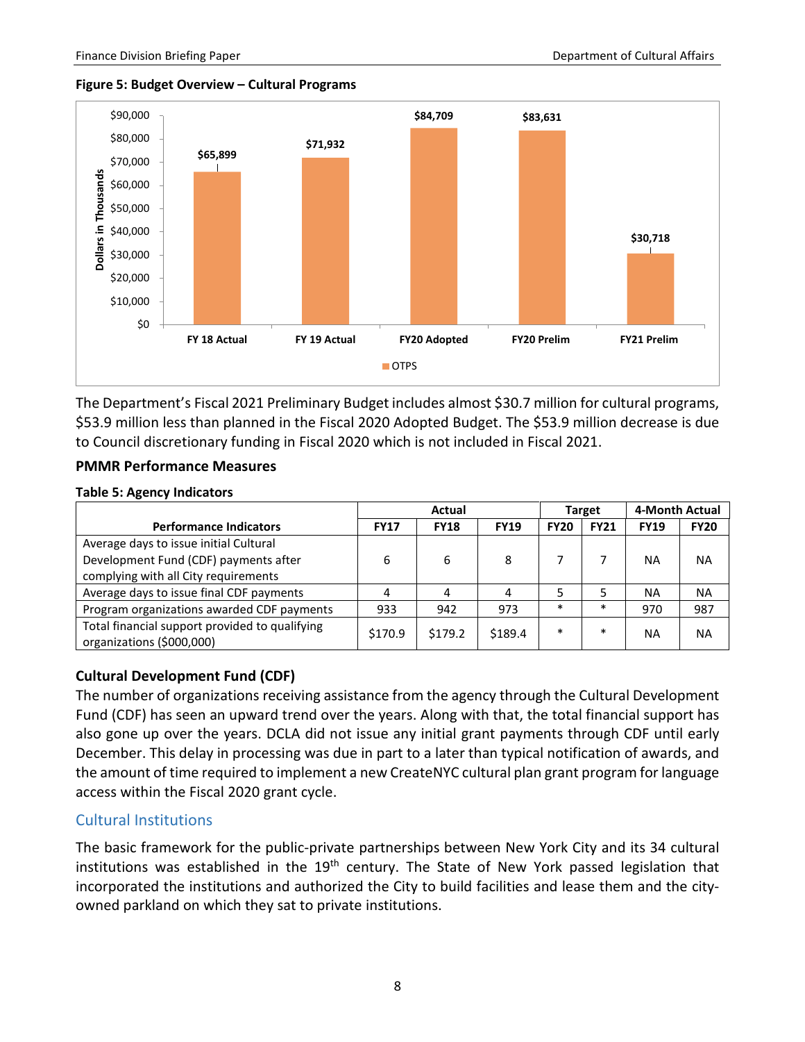**Figure 5: Budget Overview – Cultural Programs**

| | FY 18 Actual | FY 19 Actual | FY20 Adopted | FY20 Prelim | FY21 Prelim |
|---|---|---|---|---|---|
| OTPS (Dollars in Thousands) | $65,899 | $71,932 | $84,709 | $83,631 | $30,718 |

The Department's Fiscal 2021 Preliminary Budget includes almost $30.7 million for cultural programs, $53.9 million less than planned in the Fiscal 2020 Adopted Budget. The $53.9 million decrease is due to Council discretionary funding in Fiscal 2020 which is not included in Fiscal 2021.

**PMMR Performance Measures**

**Table 5: Agency Indicators**

| | Actual | | | Target | | 4-Month Actual | |
|---|---|---|---|---|---|---|---|
| **Performance Indicators** | **FY17** | **FY18** | **FY19** | **FY20** | **FY21** | **FY19** | **FY20** |
| Average days to issue initial Cultural Development Fund (CDF) payments after complying with all City requirements | 6 | 6 | 8 | 7 | 7 | NA | NA |
| Average days to issue final CDF payments | 4 | 4 | 4 | 5 | 5 | NA | NA |
| Program organizations awarded CDF payments | 933 | 942 | 973 | * | * | 970 | 987 |
| Total financial support provided to qualifying organizations ($000,000) | $170.9 | $179.2 | $189.4 | * | * | NA | NA |

**Cultural Development Fund (CDF)**

The number of organizations receiving assistance from the agency through the Cultural Development Fund (CDF) has seen an upward trend over the years. Along with that, the total financial support has also gone up over the years. DCLA did not issue any initial grant payments through CDF until early December. This delay in processing was due in part to a later than typical notification of awards, and the amount of time required to implement a new CreateNYC cultural plan grant program for language access within the Fiscal 2020 grant cycle.

## Cultural Institutions

The basic framework for the public-private partnerships between New York City and its 34 cultural institutions was established in the 19th century. The State of New York passed legislation that incorporated the institutions and authorized the City to build facilities and lease them and the city-owned parkland on which they sat to private institutions.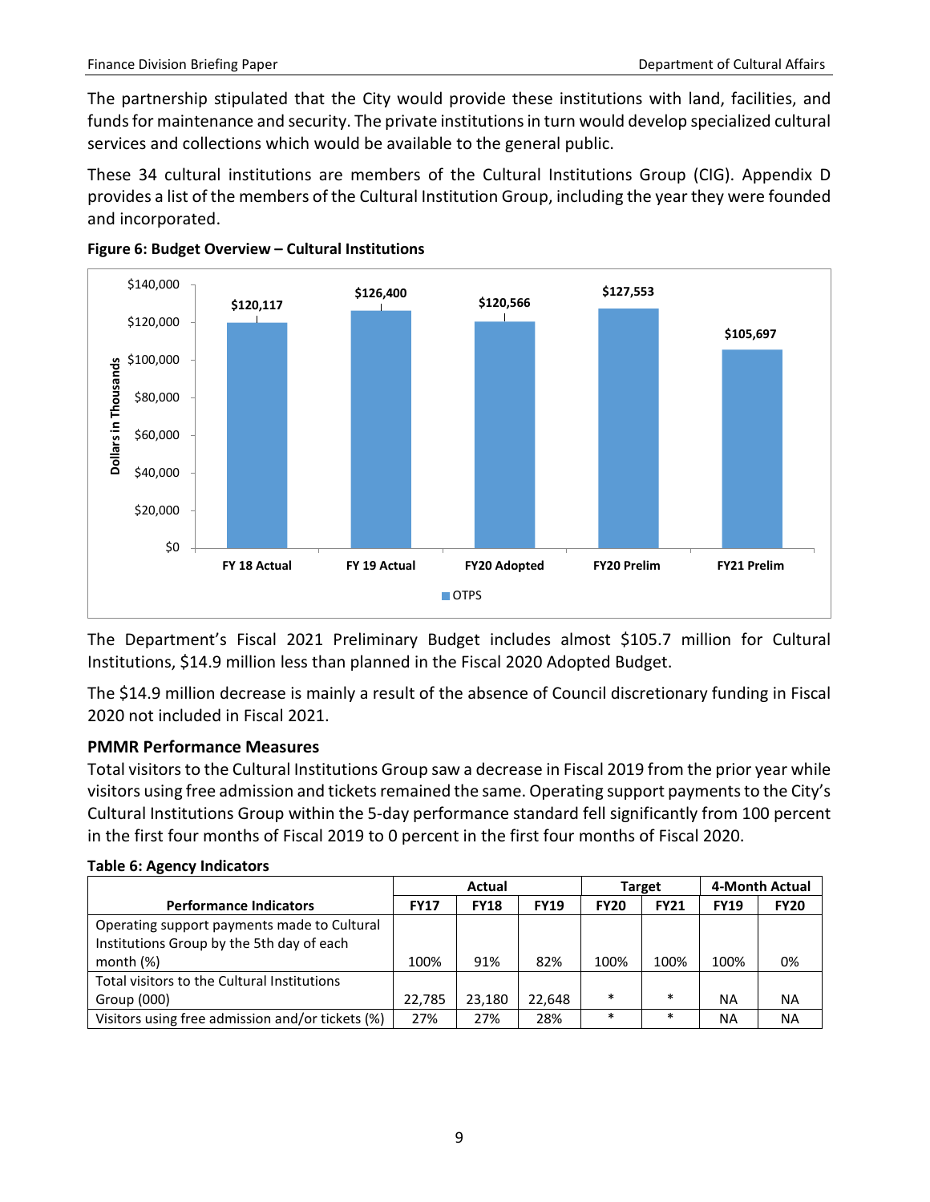The partnership stipulated that the City would provide these institutions with land, facilities, and funds for maintenance and security. The private institutions in turn would develop specialized cultural services and collections which would be available to the general public.

These 34 cultural institutions are members of the Cultural Institutions Group (CIG). Appendix D provides a list of the members of the Cultural Institution Group, including the year they were founded and incorporated.

**Figure 6: Budget Overview – Cultural Institutions**

| | FY 18 Actual | FY 19 Actual | FY20 Adopted | FY20 Prelim | FY21 Prelim |
|---|---|---|---|---|---|
| OTPS (Dollars in Thousands) | $120,117 | $126,400 | $120,566 | $127,553 | $105,697 |

The Department's Fiscal 2021 Preliminary Budget includes almost $105.7 million for Cultural Institutions, $14.9 million less than planned in the Fiscal 2020 Adopted Budget.

The $14.9 million decrease is mainly a result of the absence of Council discretionary funding in Fiscal 2020 not included in Fiscal 2021.

### PMMR Performance Measures

Total visitors to the Cultural Institutions Group saw a decrease in Fiscal 2019 from the prior year while visitors using free admission and tickets remained the same. Operating support payments to the City's Cultural Institutions Group within the 5-day performance standard fell significantly from 100 percent in the first four months of Fiscal 2019 to 0 percent in the first four months of Fiscal 2020.

**Table 6: Agency Indicators**

| | Actual | | | Target | | 4-Month Actual | |
|---|---|---|---|---|---|---|---|
| **Performance Indicators** | **FY17** | **FY18** | **FY19** | **FY20** | **FY21** | **FY19** | **FY20** |
| Operating support payments made to Cultural Institutions Group by the 5th day of each month (%) | 100% | 91% | 82% | 100% | 100% | 100% | 0% |
| Total visitors to the Cultural Institutions Group (000) | 22,785 | 23,180 | 22,648 | * | * | NA | NA |
| Visitors using free admission and/or tickets (%) | 27% | 27% | 28% | * | * | NA | NA |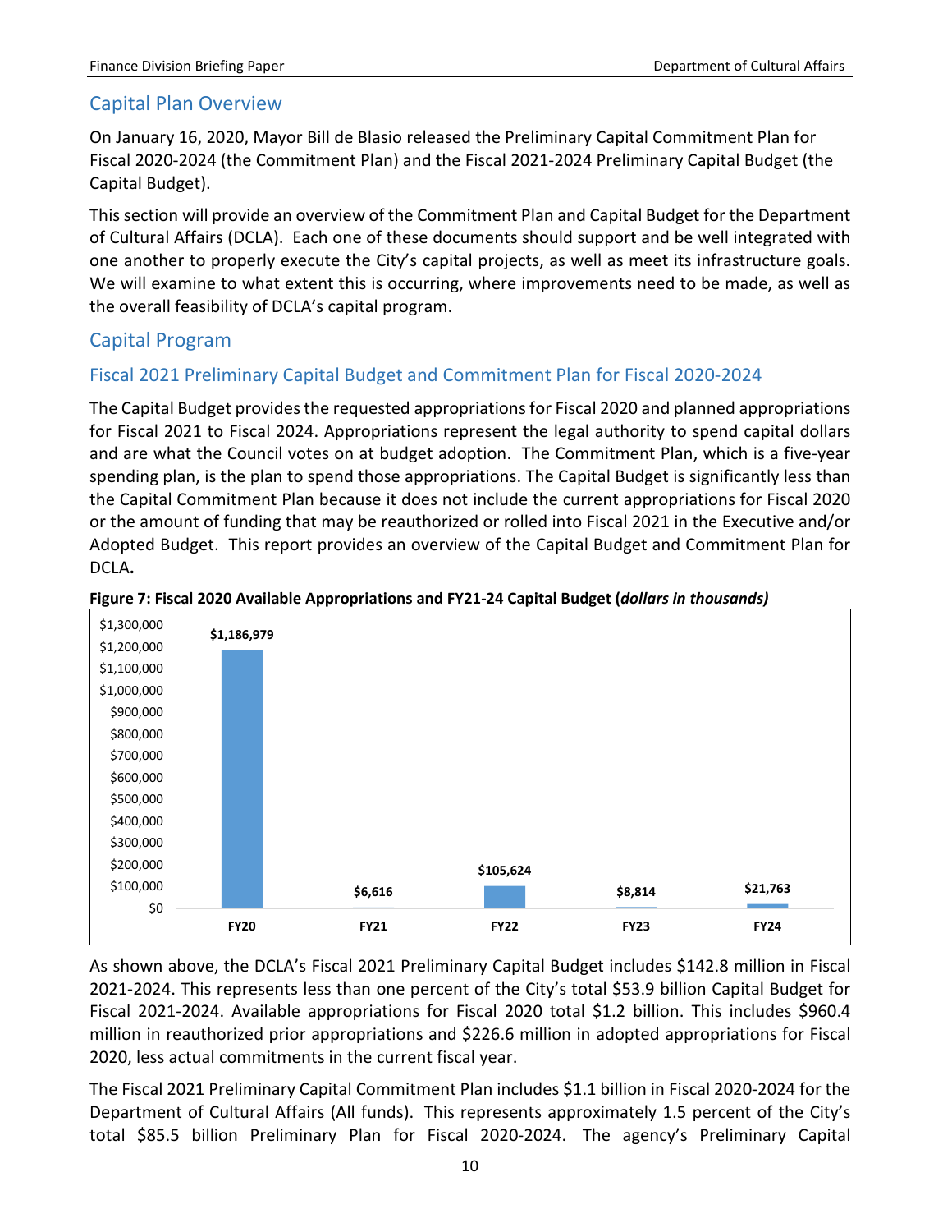## Capital Plan Overview

On January 16, 2020, Mayor Bill de Blasio released the Preliminary Capital Commitment Plan for Fiscal 2020-2024 (the Commitment Plan) and the Fiscal 2021-2024 Preliminary Capital Budget (the Capital Budget).

This section will provide an overview of the Commitment Plan and Capital Budget for the Department of Cultural Affairs (DCLA). Each one of these documents should support and be well integrated with one another to properly execute the City's capital projects, as well as meet its infrastructure goals. We will examine to what extent this is occurring, where improvements need to be made, as well as the overall feasibility of DCLA's capital program.

## Capital Program

### Fiscal 2021 Preliminary Capital Budget and Commitment Plan for Fiscal 2020-2024

The Capital Budget provides the requested appropriations for Fiscal 2020 and planned appropriations for Fiscal 2021 to Fiscal 2024. Appropriations represent the legal authority to spend capital dollars and are what the Council votes on at budget adoption. The Commitment Plan, which is a five-year spending plan, is the plan to spend those appropriations. The Capital Budget is significantly less than the Capital Commitment Plan because it does not include the current appropriations for Fiscal 2020 or the amount of funding that may be reauthorized or rolled into Fiscal 2021 in the Executive and/or Adopted Budget. This report provides an overview of the Capital Budget and Commitment Plan for DCLA**.**

**Figure 7: Fiscal 2020 Available Appropriations and FY21-24 Capital Budget (*dollars in thousands*)**

| FY20 | FY21 | FY22 | FY23 | FY24 |
|---|---|---|---|---|
| $1,186,979 | $6,616 | $105,624 | $8,814 | $21,763 |

As shown above, the DCLA's Fiscal 2021 Preliminary Capital Budget includes $142.8 million in Fiscal 2021-2024. This represents less than one percent of the City's total $53.9 billion Capital Budget for Fiscal 2021-2024. Available appropriations for Fiscal 2020 total $1.2 billion. This includes $960.4 million in reauthorized prior appropriations and $226.6 million in adopted appropriations for Fiscal 2020, less actual commitments in the current fiscal year.

The Fiscal 2021 Preliminary Capital Commitment Plan includes $1.1 billion in Fiscal 2020-2024 for the Department of Cultural Affairs (All funds). This represents approximately 1.5 percent of the City's total $85.5 billion Preliminary Plan for Fiscal 2020-2024. The agency's Preliminary Capital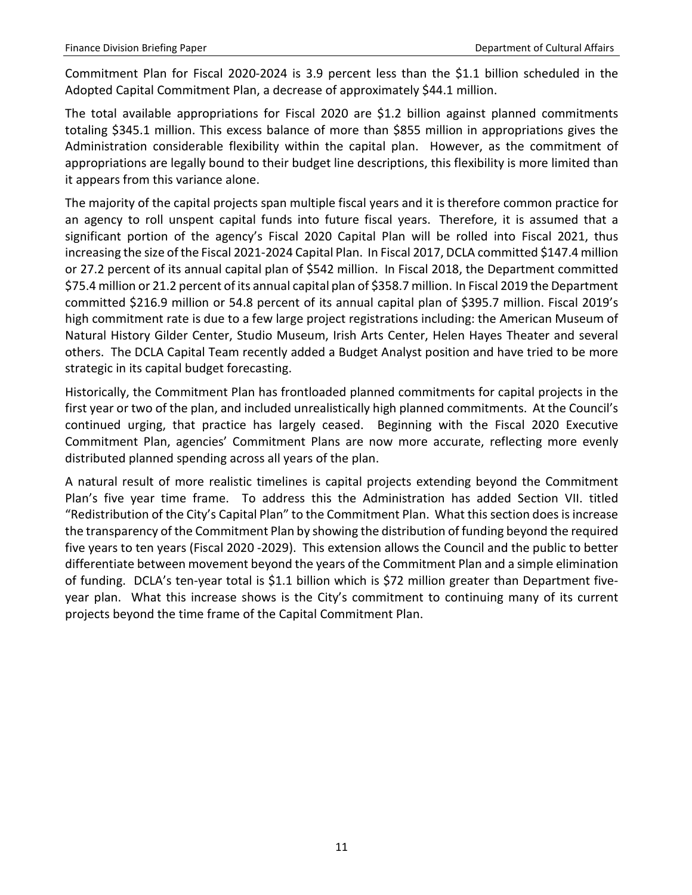Commitment Plan for Fiscal 2020-2024 is 3.9 percent less than the $1.1 billion scheduled in the Adopted Capital Commitment Plan, a decrease of approximately $44.1 million.

The total available appropriations for Fiscal 2020 are $1.2 billion against planned commitments totaling $345.1 million. This excess balance of more than $855 million in appropriations gives the Administration considerable flexibility within the capital plan. However, as the commitment of appropriations are legally bound to their budget line descriptions, this flexibility is more limited than it appears from this variance alone.

The majority of the capital projects span multiple fiscal years and it is therefore common practice for an agency to roll unspent capital funds into future fiscal years. Therefore, it is assumed that a significant portion of the agency's Fiscal 2020 Capital Plan will be rolled into Fiscal 2021, thus increasing the size of the Fiscal 2021-2024 Capital Plan. In Fiscal 2017, DCLA committed $147.4 million or 27.2 percent of its annual capital plan of $542 million. In Fiscal 2018, the Department committed $75.4 million or 21.2 percent of its annual capital plan of $358.7 million. In Fiscal 2019 the Department committed $216.9 million or 54.8 percent of its annual capital plan of $395.7 million. Fiscal 2019's high commitment rate is due to a few large project registrations including: the American Museum of Natural History Gilder Center, Studio Museum, Irish Arts Center, Helen Hayes Theater and several others. The DCLA Capital Team recently added a Budget Analyst position and have tried to be more strategic in its capital budget forecasting.

Historically, the Commitment Plan has frontloaded planned commitments for capital projects in the first year or two of the plan, and included unrealistically high planned commitments. At the Council's continued urging, that practice has largely ceased. Beginning with the Fiscal 2020 Executive Commitment Plan, agencies' Commitment Plans are now more accurate, reflecting more evenly distributed planned spending across all years of the plan.

A natural result of more realistic timelines is capital projects extending beyond the Commitment Plan's five year time frame. To address this the Administration has added Section VII. titled "Redistribution of the City's Capital Plan" to the Commitment Plan. What this section does is increase the transparency of the Commitment Plan by showing the distribution of funding beyond the required five years to ten years (Fiscal 2020 -2029). This extension allows the Council and the public to better differentiate between movement beyond the years of the Commitment Plan and a simple elimination of funding. DCLA's ten-year total is $1.1 billion which is $72 million greater than Department five-year plan. What this increase shows is the City's commitment to continuing many of its current projects beyond the time frame of the Capital Commitment Plan.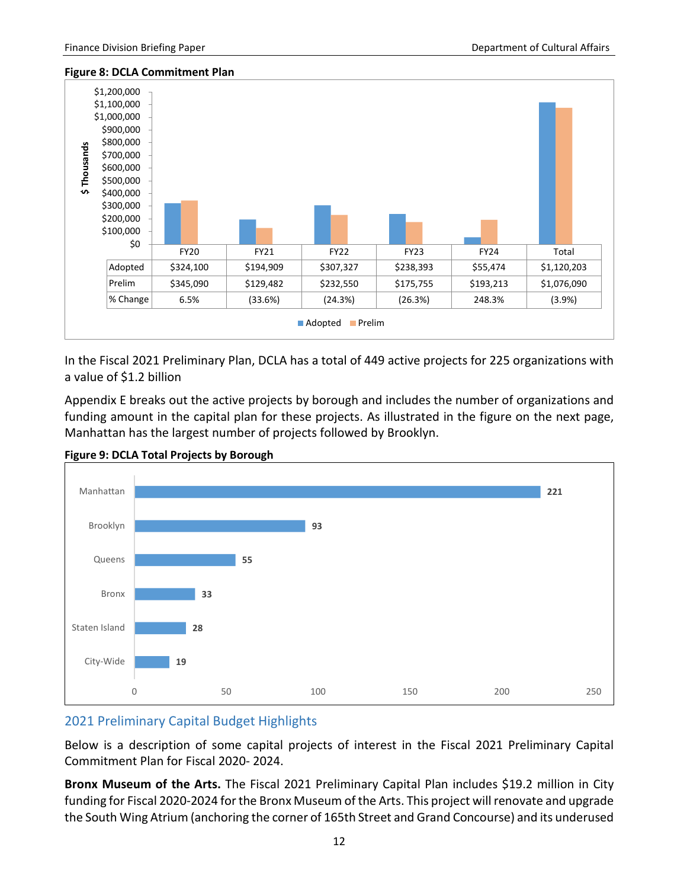**Figure 8: DCLA Commitment Plan**

| | FY20 | FY21 | FY22 | FY23 | FY24 | Total |
|---|---|---|---|---|---|---|
| Adopted | $324,100 | $194,909 | $307,327 | $238,393 | $55,474 | $1,120,203 |
| Prelim | $345,090 | $129,482 | $232,550 | $175,755 | $193,213 | $1,076,090 |
| % Change | 6.5% | (33.6%) | (24.3%) | (26.3%) | 248.3% | (3.9%) |

In the Fiscal 2021 Preliminary Plan, DCLA has a total of 449 active projects for 225 organizations with a value of $1.2 billion

Appendix E breaks out the active projects by borough and includes the number of organizations and funding amount in the capital plan for these projects. As illustrated in the figure on the next page, Manhattan has the largest number of projects followed by Brooklyn.

**Figure 9: DCLA Total Projects by Borough**

| Borough | Projects |
|---|---|
| Manhattan | 221 |
| Brooklyn | 93 |
| Queens | 55 |
| Bronx | 33 |
| Staten Island | 28 |
| City-Wide | 19 |

## 2021 Preliminary Capital Budget Highlights

Below is a description of some capital projects of interest in the Fiscal 2021 Preliminary Capital Commitment Plan for Fiscal 2020- 2024.

**Bronx Museum of the Arts.** The Fiscal 2021 Preliminary Capital Plan includes $19.2 million in City funding for Fiscal 2020-2024 for the Bronx Museum of the Arts. This project will renovate and upgrade the South Wing Atrium (anchoring the corner of 165th Street and Grand Concourse) and its underused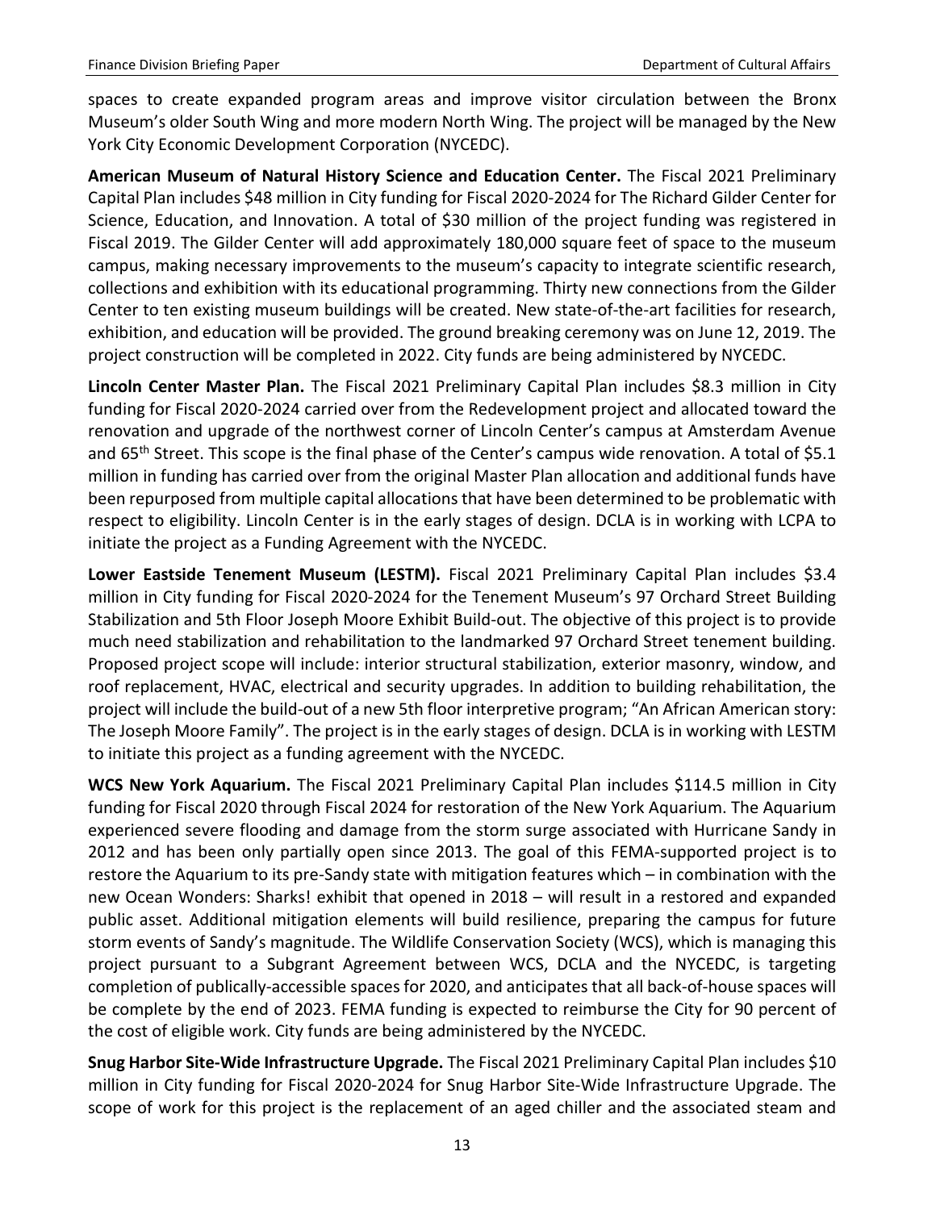spaces to create expanded program areas and improve visitor circulation between the Bronx Museum's older South Wing and more modern North Wing. The project will be managed by the New York City Economic Development Corporation (NYCEDC).

**American Museum of Natural History Science and Education Center.** The Fiscal 2021 Preliminary Capital Plan includes $48 million in City funding for Fiscal 2020-2024 for The Richard Gilder Center for Science, Education, and Innovation. A total of $30 million of the project funding was registered in Fiscal 2019. The Gilder Center will add approximately 180,000 square feet of space to the museum campus, making necessary improvements to the museum's capacity to integrate scientific research, collections and exhibition with its educational programming. Thirty new connections from the Gilder Center to ten existing museum buildings will be created. New state-of-the-art facilities for research, exhibition, and education will be provided. The ground breaking ceremony was on June 12, 2019. The project construction will be completed in 2022. City funds are being administered by NYCEDC.

**Lincoln Center Master Plan.** The Fiscal 2021 Preliminary Capital Plan includes $8.3 million in City funding for Fiscal 2020-2024 carried over from the Redevelopment project and allocated toward the renovation and upgrade of the northwest corner of Lincoln Center's campus at Amsterdam Avenue and 65th Street. This scope is the final phase of the Center's campus wide renovation. A total of $5.1 million in funding has carried over from the original Master Plan allocation and additional funds have been repurposed from multiple capital allocations that have been determined to be problematic with respect to eligibility. Lincoln Center is in the early stages of design. DCLA is in working with LCPA to initiate the project as a Funding Agreement with the NYCEDC.

**Lower Eastside Tenement Museum (LESTM).** Fiscal 2021 Preliminary Capital Plan includes $3.4 million in City funding for Fiscal 2020-2024 for the Tenement Museum's 97 Orchard Street Building Stabilization and 5th Floor Joseph Moore Exhibit Build-out. The objective of this project is to provide much need stabilization and rehabilitation to the landmarked 97 Orchard Street tenement building. Proposed project scope will include: interior structural stabilization, exterior masonry, window, and roof replacement, HVAC, electrical and security upgrades. In addition to building rehabilitation, the project will include the build-out of a new 5th floor interpretive program; "An African American story: The Joseph Moore Family". The project is in the early stages of design. DCLA is in working with LESTM to initiate this project as a funding agreement with the NYCEDC.

**WCS New York Aquarium.** The Fiscal 2021 Preliminary Capital Plan includes $114.5 million in City funding for Fiscal 2020 through Fiscal 2024 for restoration of the New York Aquarium. The Aquarium experienced severe flooding and damage from the storm surge associated with Hurricane Sandy in 2012 and has been only partially open since 2013. The goal of this FEMA-supported project is to restore the Aquarium to its pre-Sandy state with mitigation features which – in combination with the new Ocean Wonders: Sharks! exhibit that opened in 2018 – will result in a restored and expanded public asset. Additional mitigation elements will build resilience, preparing the campus for future storm events of Sandy's magnitude. The Wildlife Conservation Society (WCS), which is managing this project pursuant to a Subgrant Agreement between WCS, DCLA and the NYCEDC, is targeting completion of publically-accessible spaces for 2020, and anticipates that all back-of-house spaces will be complete by the end of 2023. FEMA funding is expected to reimburse the City for 90 percent of the cost of eligible work. City funds are being administered by the NYCEDC.

**Snug Harbor Site-Wide Infrastructure Upgrade.** The Fiscal 2021 Preliminary Capital Plan includes $10 million in City funding for Fiscal 2020-2024 for Snug Harbor Site-Wide Infrastructure Upgrade. The scope of work for this project is the replacement of an aged chiller and the associated steam and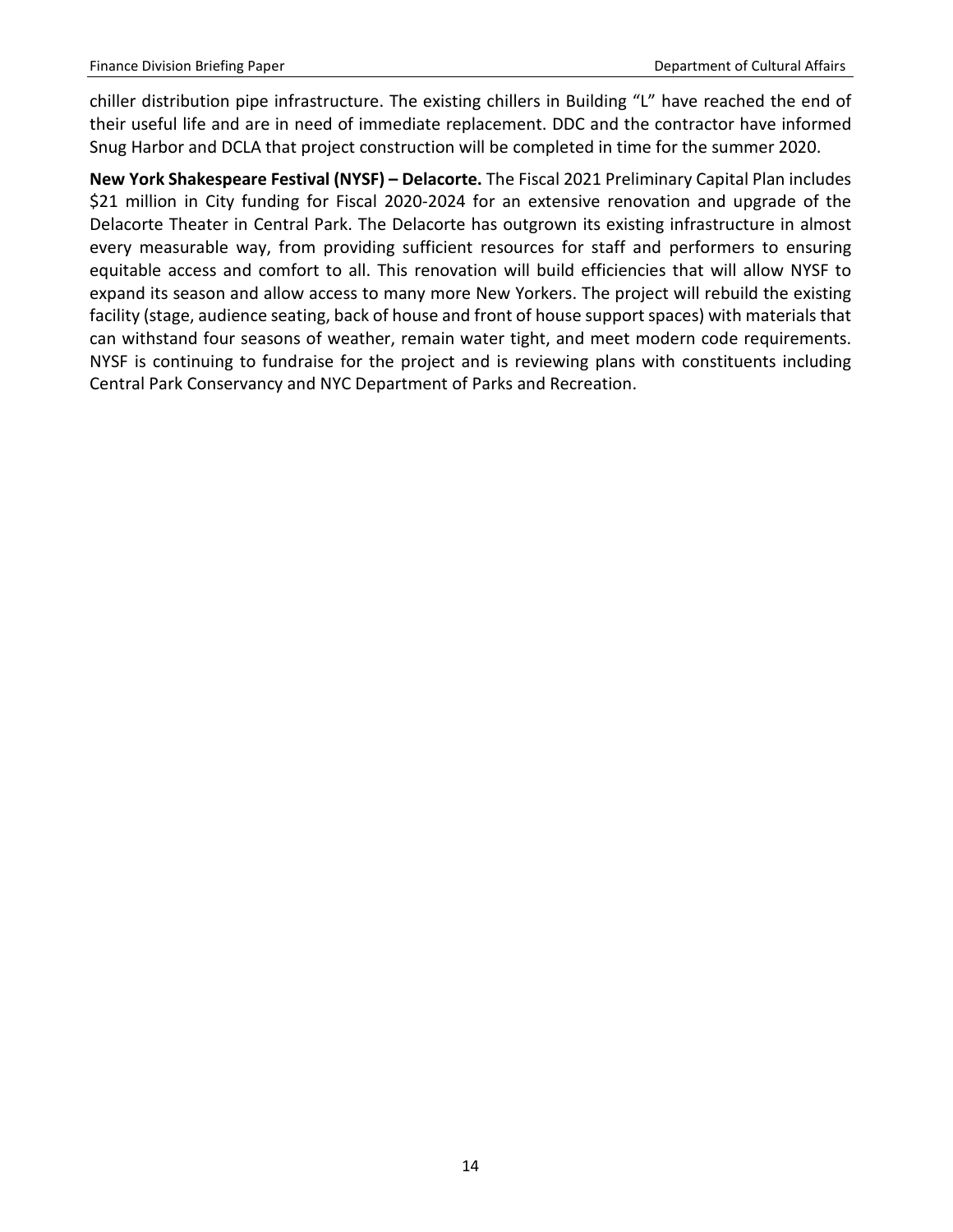chiller distribution pipe infrastructure. The existing chillers in Building “L” have reached the end of their useful life and are in need of immediate replacement. DDC and the contractor have informed Snug Harbor and DCLA that project construction will be completed in time for the summer 2020.

**New York Shakespeare Festival (NYSF) – Delacorte.** The Fiscal 2021 Preliminary Capital Plan includes $21 million in City funding for Fiscal 2020-2024 for an extensive renovation and upgrade of the Delacorte Theater in Central Park. The Delacorte has outgrown its existing infrastructure in almost every measurable way, from providing sufficient resources for staff and performers to ensuring equitable access and comfort to all. This renovation will build efficiencies that will allow NYSF to expand its season and allow access to many more New Yorkers. The project will rebuild the existing facility (stage, audience seating, back of house and front of house support spaces) with materials that can withstand four seasons of weather, remain water tight, and meet modern code requirements. NYSF is continuing to fundraise for the project and is reviewing plans with constituents including Central Park Conservancy and NYC Department of Parks and Recreation.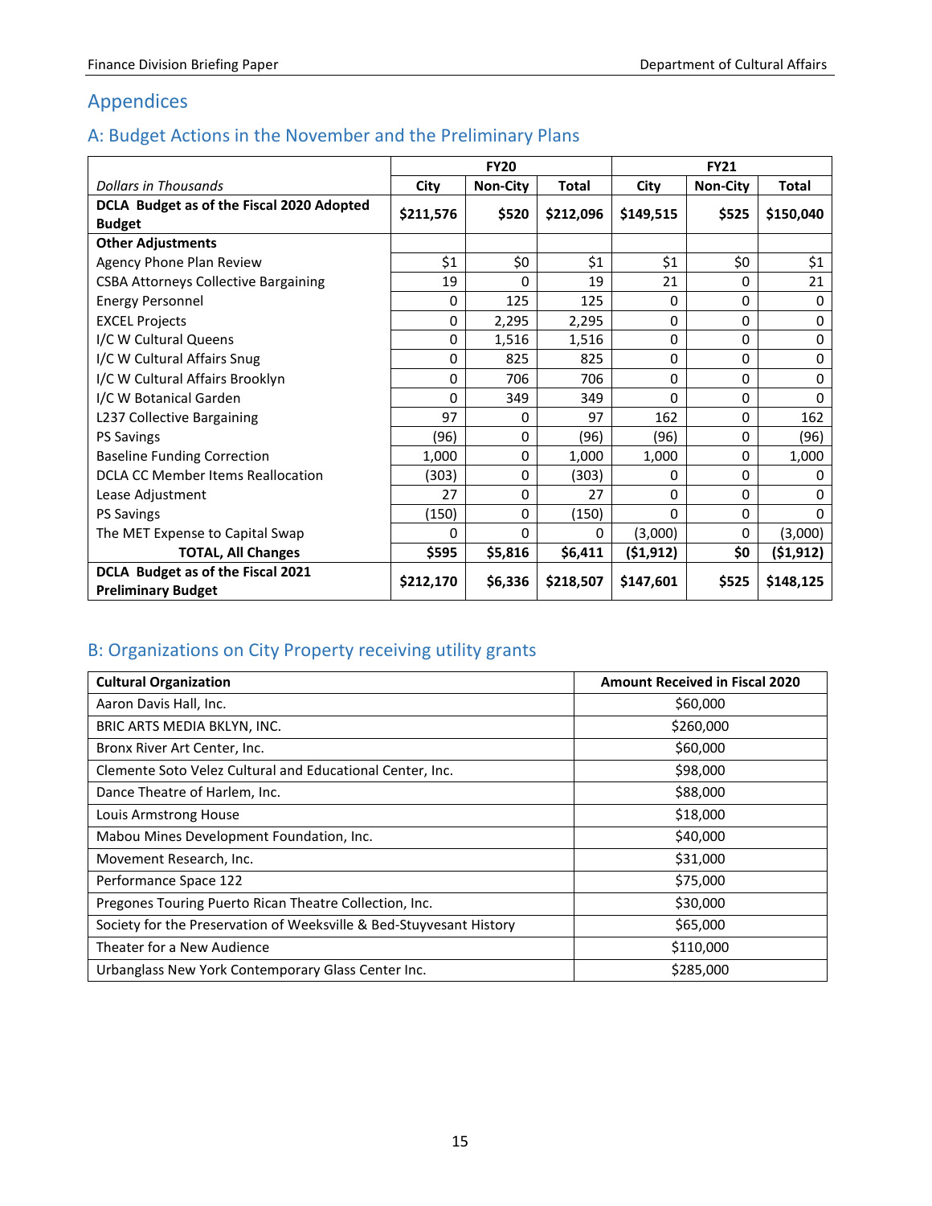## Appendices

### A: Budget Actions in the November and the Preliminary Plans

| | FY20 | | | FY21 | | |
|---|---|---|---|---|---|---|
| *Dollars in Thousands* | City | Non-City | Total | City | Non-City | Total |
| **DCLA Budget as of the Fiscal 2020 Adopted Budget** | **$211,576** | **$520** | **$212,096** | **$149,515** | **$525** | **$150,040** |
| **Other Adjustments** | | | | | | |
| Agency Phone Plan Review | $1 | $0 | $1 | $1 | $0 | $1 |
| CSBA Attorneys Collective Bargaining | 19 | 0 | 19 | 21 | 0 | 21 |
| Energy Personnel | 0 | 125 | 125 | 0 | 0 | 0 |
| EXCEL Projects | 0 | 2,295 | 2,295 | 0 | 0 | 0 |
| I/C W Cultural Queens | 0 | 1,516 | 1,516 | 0 | 0 | 0 |
| I/C W Cultural Affairs Snug | 0 | 825 | 825 | 0 | 0 | 0 |
| I/C W Cultural Affairs Brooklyn | 0 | 706 | 706 | 0 | 0 | 0 |
| I/C W Botanical Garden | 0 | 349 | 349 | 0 | 0 | 0 |
| L237 Collective Bargaining | 97 | 0 | 97 | 162 | 0 | 162 |
| PS Savings | (96) | 0 | (96) | (96) | 0 | (96) |
| Baseline Funding Correction | 1,000 | 0 | 1,000 | 1,000 | 0 | 1,000 |
| DCLA CC Member Items Reallocation | (303) | 0 | (303) | 0 | 0 | 0 |
| Lease Adjustment | 27 | 0 | 27 | 0 | 0 | 0 |
| PS Savings | (150) | 0 | (150) | 0 | 0 | 0 |
| The MET Expense to Capital Swap | 0 | 0 | 0 | (3,000) | 0 | (3,000) |
| **TOTAL, All Changes** | **$595** | **$5,816** | **$6,411** | **($1,912)** | **$0** | **($1,912)** |
| **DCLA Budget as of the Fiscal 2021 Preliminary Budget** | **$212,170** | **$6,336** | **$218,507** | **$147,601** | **$525** | **$148,125** |

### B: Organizations on City Property receiving utility grants

| Cultural Organization | Amount Received in Fiscal 2020 |
|---|---|
| Aaron Davis Hall, Inc. | $60,000 |
| BRIC ARTS MEDIA BKLYN, INC. | $260,000 |
| Bronx River Art Center, Inc. | $60,000 |
| Clemente Soto Velez Cultural and Educational Center, Inc. | $98,000 |
| Dance Theatre of Harlem, Inc. | $88,000 |
| Louis Armstrong House | $18,000 |
| Mabou Mines Development Foundation, Inc. | $40,000 |
| Movement Research, Inc. | $31,000 |
| Performance Space 122 | $75,000 |
| Pregones Touring Puerto Rican Theatre Collection, Inc. | $30,000 |
| Society for the Preservation of Weeksville & Bed-Stuyvesant History | $65,000 |
| Theater for a New Audience | $110,000 |
| Urbanglass New York Contemporary Glass Center Inc. | $285,000 |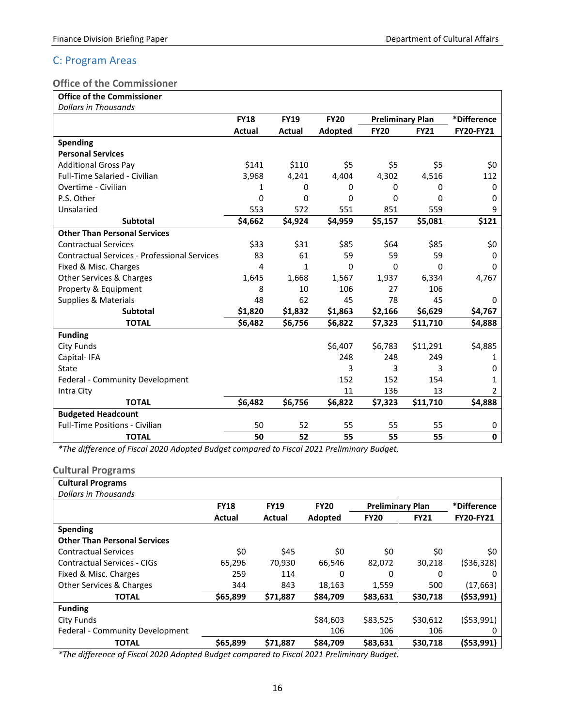## C: Program Areas

### Office of the Commissioner

| Office of the Commissioner<br>*Dollars in Thousands* | FY18 | FY19 | FY20 | Preliminary Plan | | *Difference |
|---|---|---|---|---|---|---|
| | Actual | Actual | Adopted | FY20 | FY21 | FY20-FY21 |
| **Spending** | | | | | | |
| **Personal Services** | | | | | | |
| Additional Gross Pay | $141 | $110 | $5 | $5 | $5 | $0 |
| Full-Time Salaried - Civilian | 3,968 | 4,241 | 4,404 | 4,302 | 4,516 | 112 |
| Overtime - Civilian | 1 | 0 | 0 | 0 | 0 | 0 |
| P.S. Other | 0 | 0 | 0 | 0 | 0 | 0 |
| Unsalaried | 553 | 572 | 551 | 851 | 559 | 9 |
| **Subtotal** | **$4,662** | **$4,924** | **$4,959** | **$5,157** | **$5,081** | **$121** |
| **Other Than Personal Services** | | | | | | |
| Contractual Services | $33 | $31 | $85 | $64 | $85 | $0 |
| Contractual Services - Professional Services | 83 | 61 | 59 | 59 | 59 | 0 |
| Fixed & Misc. Charges | 4 | 1 | 0 | 0 | 0 | 0 |
| Other Services & Charges | 1,645 | 1,668 | 1,567 | 1,937 | 6,334 | 4,767 |
| Property & Equipment | 8 | 10 | 106 | 27 | 106 | |
| Supplies & Materials | 48 | 62 | 45 | 78 | 45 | 0 |
| **Subtotal** | **$1,820** | **$1,832** | **$1,863** | **$2,166** | **$6,629** | **$4,767** |
| **TOTAL** | **$6,482** | **$6,756** | **$6,822** | **$7,323** | **$11,710** | **$4,888** |
| **Funding** | | | | | | |
| City Funds | | | $6,407 | $6,783 | $11,291 | $4,885 |
| Capital- IFA | | | 248 | 248 | 249 | 1 |
| State | | | 3 | 3 | 3 | 0 |
| Federal - Community Development | | | 152 | 152 | 154 | 1 |
| Intra City | | | 11 | 136 | 13 | 2 |
| **TOTAL** | **$6,482** | **$6,756** | **$6,822** | **$7,323** | **$11,710** | **$4,888** |
| **Budgeted Headcount** | | | | | | |
| Full-Time Positions - Civilian | 50 | 52 | 55 | 55 | 55 | 0 |
| **TOTAL** | **50** | **52** | **55** | **55** | **55** | **0** |

*\*The difference of Fiscal 2020 Adopted Budget compared to Fiscal 2021 Preliminary Budget.*

### Cultural Programs

| Cultural Programs<br>*Dollars in Thousands* | FY18 | FY19 | FY20 | Preliminary Plan | | *Difference |
|---|---|---|---|---|---|---|
| | Actual | Actual | Adopted | FY20 | FY21 | FY20-FY21 |
| **Spending** | | | | | | |
| **Other Than Personal Services** | | | | | | |
| Contractual Services | $0 | $45 | $0 | $0 | $0 | $0 |
| Contractual Services - CIGs | 65,296 | 70,930 | 66,546 | 82,072 | 30,218 | ($36,328) |
| Fixed & Misc. Charges | 259 | 114 | 0 | 0 | 0 | 0 |
| Other Services & Charges | 344 | 843 | 18,163 | 1,559 | 500 | (17,663) |
| **TOTAL** | **$65,899** | **$71,887** | **$84,709** | **$83,631** | **$30,718** | **($53,991)** |
| **Funding** | | | | | | |
| City Funds | | | $84,603 | $83,525 | $30,612 | ($53,991) |
| Federal - Community Development | | | 106 | 106 | 106 | 0 |
| **TOTAL** | **$65,899** | **$71,887** | **$84,709** | **$83,631** | **$30,718** | **($53,991)** |

*\*The difference of Fiscal 2020 Adopted Budget compared to Fiscal 2021 Preliminary Budget.*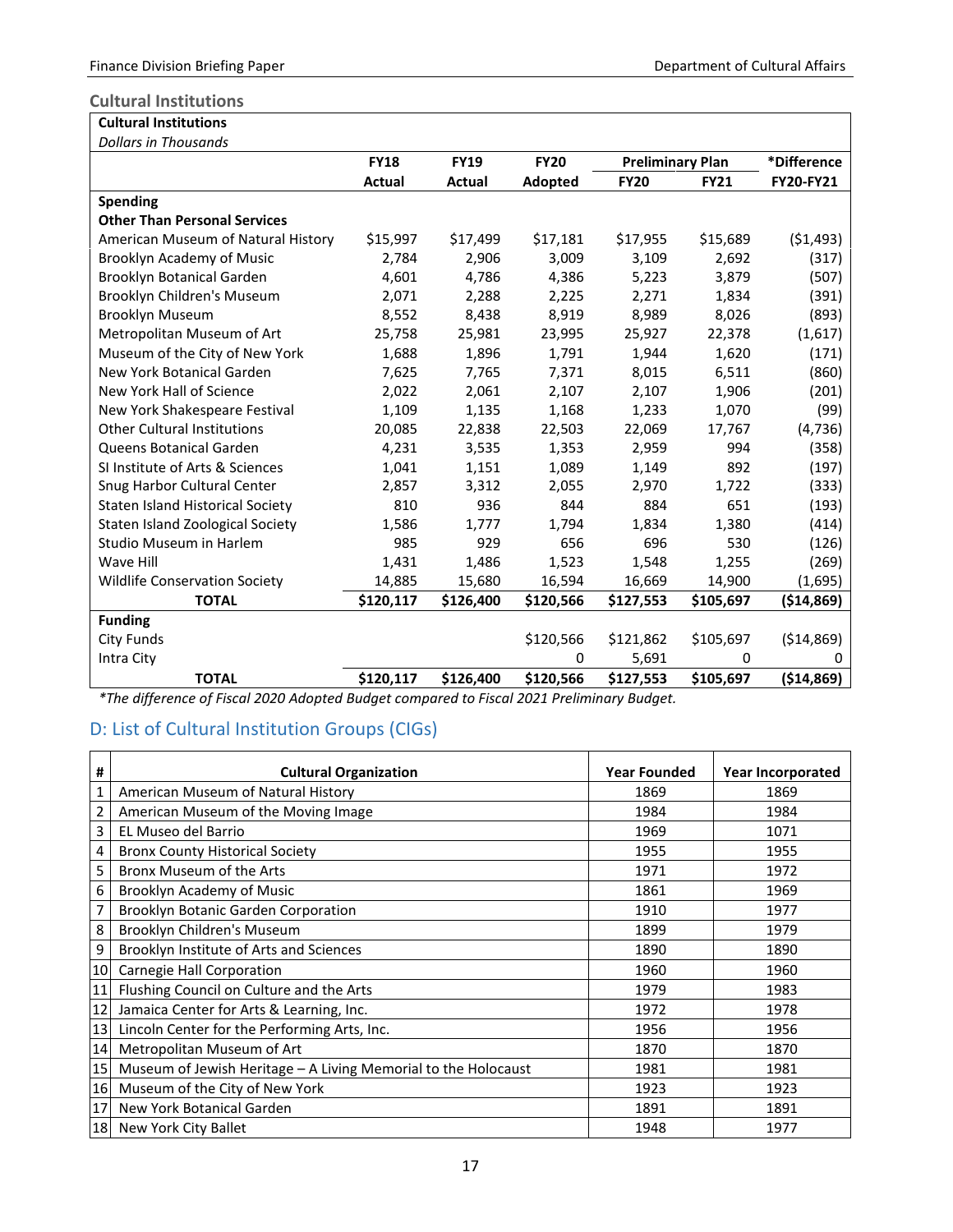### Cultural Institutions

| **Cultural Institutions**<br>*Dollars in Thousands* | | | | | | |
|---|---|---|---|---|---|---|
| | **FY18** | **FY19** | **FY20** | **Preliminary Plan** | | ***Difference** |
| | **Actual** | **Actual** | **Adopted** | **FY20** | **FY21** | **FY20-FY21** |
| **Spending** | | | | | | |
| **Other Than Personal Services** | | | | | | |
| American Museum of Natural History | $15,997 | $17,499 | $17,181 | $17,955 | $15,689 | ($1,493) |
| Brooklyn Academy of Music | 2,784 | 2,906 | 3,009 | 3,109 | 2,692 | (317) |
| Brooklyn Botanical Garden | 4,601 | 4,786 | 4,386 | 5,223 | 3,879 | (507) |
| Brooklyn Children's Museum | 2,071 | 2,288 | 2,225 | 2,271 | 1,834 | (391) |
| Brooklyn Museum | 8,552 | 8,438 | 8,919 | 8,989 | 8,026 | (893) |
| Metropolitan Museum of Art | 25,758 | 25,981 | 23,995 | 25,927 | 22,378 | (1,617) |
| Museum of the City of New York | 1,688 | 1,896 | 1,791 | 1,944 | 1,620 | (171) |
| New York Botanical Garden | 7,625 | 7,765 | 7,371 | 8,015 | 6,511 | (860) |
| New York Hall of Science | 2,022 | 2,061 | 2,107 | 2,107 | 1,906 | (201) |
| New York Shakespeare Festival | 1,109 | 1,135 | 1,168 | 1,233 | 1,070 | (99) |
| Other Cultural Institutions | 20,085 | 22,838 | 22,503 | 22,069 | 17,767 | (4,736) |
| Queens Botanical Garden | 4,231 | 3,535 | 1,353 | 2,959 | 994 | (358) |
| SI Institute of Arts & Sciences | 1,041 | 1,151 | 1,089 | 1,149 | 892 | (197) |
| Snug Harbor Cultural Center | 2,857 | 3,312 | 2,055 | 2,970 | 1,722 | (333) |
| Staten Island Historical Society | 810 | 936 | 844 | 884 | 651 | (193) |
| Staten Island Zoological Society | 1,586 | 1,777 | 1,794 | 1,834 | 1,380 | (414) |
| Studio Museum in Harlem | 985 | 929 | 656 | 696 | 530 | (126) |
| Wave Hill | 1,431 | 1,486 | 1,523 | 1,548 | 1,255 | (269) |
| Wildlife Conservation Society | 14,885 | 15,680 | 16,594 | 16,669 | 14,900 | (1,695) |
| **TOTAL** | **$120,117** | **$126,400** | **$120,566** | **$127,553** | **$105,697** | **($14,869)** |
| **Funding** | | | | | | |
| City Funds | | | $120,566 | $121,862 | $105,697 | ($14,869) |
| Intra City | | | 0 | 5,691 | 0 | 0 |
| **TOTAL** | **$120,117** | **$126,400** | **$120,566** | **$127,553** | **$105,697** | **($14,869)** |

*\*The difference of Fiscal 2020 Adopted Budget compared to Fiscal 2021 Preliminary Budget.*

## D: List of Cultural Institution Groups (CIGs)

| # | Cultural Organization | Year Founded | Year Incorporated |
|---|---|---|---|
| 1 | American Museum of Natural History | 1869 | 1869 |
| 2 | American Museum of the Moving Image | 1984 | 1984 |
| 3 | EL Museo del Barrio | 1969 | 1071 |
| 4 | Bronx County Historical Society | 1955 | 1955 |
| 5 | Bronx Museum of the Arts | 1971 | 1972 |
| 6 | Brooklyn Academy of Music | 1861 | 1969 |
| 7 | Brooklyn Botanic Garden Corporation | 1910 | 1977 |
| 8 | Brooklyn Children's Museum | 1899 | 1979 |
| 9 | Brooklyn Institute of Arts and Sciences | 1890 | 1890 |
| 10 | Carnegie Hall Corporation | 1960 | 1960 |
| 11 | Flushing Council on Culture and the Arts | 1979 | 1983 |
| 12 | Jamaica Center for Arts & Learning, Inc. | 1972 | 1978 |
| 13 | Lincoln Center for the Performing Arts, Inc. | 1956 | 1956 |
| 14 | Metropolitan Museum of Art | 1870 | 1870 |
| 15 | Museum of Jewish Heritage – A Living Memorial to the Holocaust | 1981 | 1981 |
| 16 | Museum of the City of New York | 1923 | 1923 |
| 17 | New York Botanical Garden | 1891 | 1891 |
| 18 | New York City Ballet | 1948 | 1977 |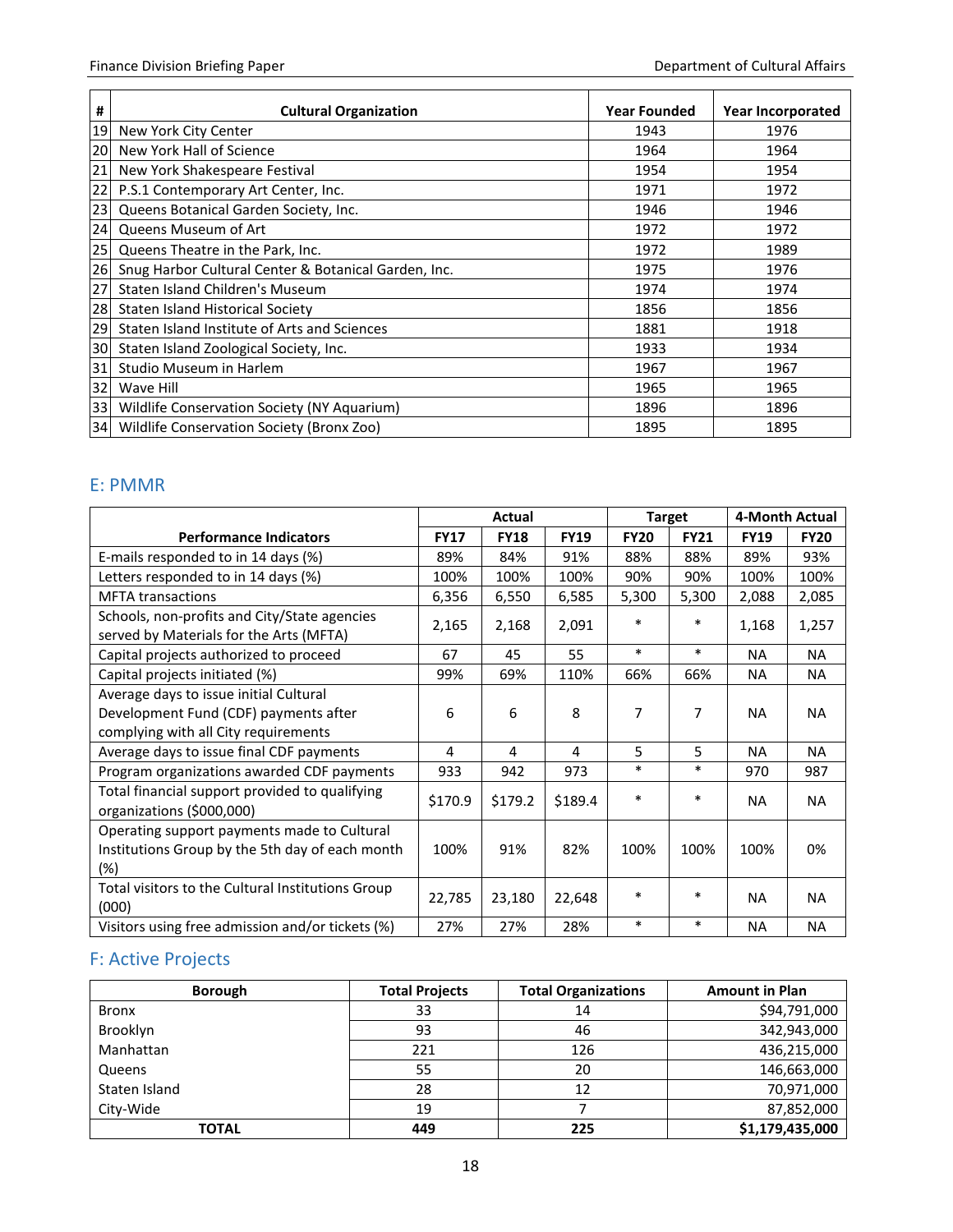| # | Cultural Organization | Year Founded | Year Incorporated |
|---|---|---|---|
| 19 | New York City Center | 1943 | 1976 |
| 20 | New York Hall of Science | 1964 | 1964 |
| 21 | New York Shakespeare Festival | 1954 | 1954 |
| 22 | P.S.1 Contemporary Art Center, Inc. | 1971 | 1972 |
| 23 | Queens Botanical Garden Society, Inc. | 1946 | 1946 |
| 24 | Queens Museum of Art | 1972 | 1972 |
| 25 | Queens Theatre in the Park, Inc. | 1972 | 1989 |
| 26 | Snug Harbor Cultural Center & Botanical Garden, Inc. | 1975 | 1976 |
| 27 | Staten Island Children's Museum | 1974 | 1974 |
| 28 | Staten Island Historical Society | 1856 | 1856 |
| 29 | Staten Island Institute of Arts and Sciences | 1881 | 1918 |
| 30 | Staten Island Zoological Society, Inc. | 1933 | 1934 |
| 31 | Studio Museum in Harlem | 1967 | 1967 |
| 32 | Wave Hill | 1965 | 1965 |
| 33 | Wildlife Conservation Society (NY Aquarium) | 1896 | 1896 |
| 34 | Wildlife Conservation Society (Bronx Zoo) | 1895 | 1895 |

## E: PMMR

| | Actual | | | Target | | 4-Month Actual | |
|---|---|---|---|---|---|---|---|
| **Performance Indicators** | **FY17** | **FY18** | **FY19** | **FY20** | **FY21** | **FY19** | **FY20** |
| E-mails responded to in 14 days (%) | 89% | 84% | 91% | 88% | 88% | 89% | 93% |
| Letters responded to in 14 days (%) | 100% | 100% | 100% | 90% | 90% | 100% | 100% |
| MFTA transactions | 6,356 | 6,550 | 6,585 | 5,300 | 5,300 | 2,088 | 2,085 |
| Schools, non-profits and City/State agencies served by Materials for the Arts (MFTA) | 2,165 | 2,168 | 2,091 | * | * | 1,168 | 1,257 |
| Capital projects authorized to proceed | 67 | 45 | 55 | * | * | NA | NA |
| Capital projects initiated (%) | 99% | 69% | 110% | 66% | 66% | NA | NA |
| Average days to issue initial Cultural Development Fund (CDF) payments after complying with all City requirements | 6 | 6 | 8 | 7 | 7 | NA | NA |
| Average days to issue final CDF payments | 4 | 4 | 4 | 5 | 5 | NA | NA |
| Program organizations awarded CDF payments | 933 | 942 | 973 | * | * | 970 | 987 |
| Total financial support provided to qualifying organizations ($000,000) | $170.9 | $179.2 | $189.4 | * | * | NA | NA |
| Operating support payments made to Cultural Institutions Group by the 5th day of each month (%) | 100% | 91% | 82% | 100% | 100% | 100% | 0% |
| Total visitors to the Cultural Institutions Group (000) | 22,785 | 23,180 | 22,648 | * | * | NA | NA |
| Visitors using free admission and/or tickets (%) | 27% | 27% | 28% | * | * | NA | NA |

## F: Active Projects

| Borough | Total Projects | Total Organizations | Amount in Plan |
|---|---|---|---|
| Bronx | 33 | 14 | $94,791,000 |
| Brooklyn | 93 | 46 | 342,943,000 |
| Manhattan | 221 | 126 | 436,215,000 |
| Queens | 55 | 20 | 146,663,000 |
| Staten Island | 28 | 12 | 70,971,000 |
| City-Wide | 19 | 7 | 87,852,000 |
| **TOTAL** | **449** | **225** | **$1,179,435,000** |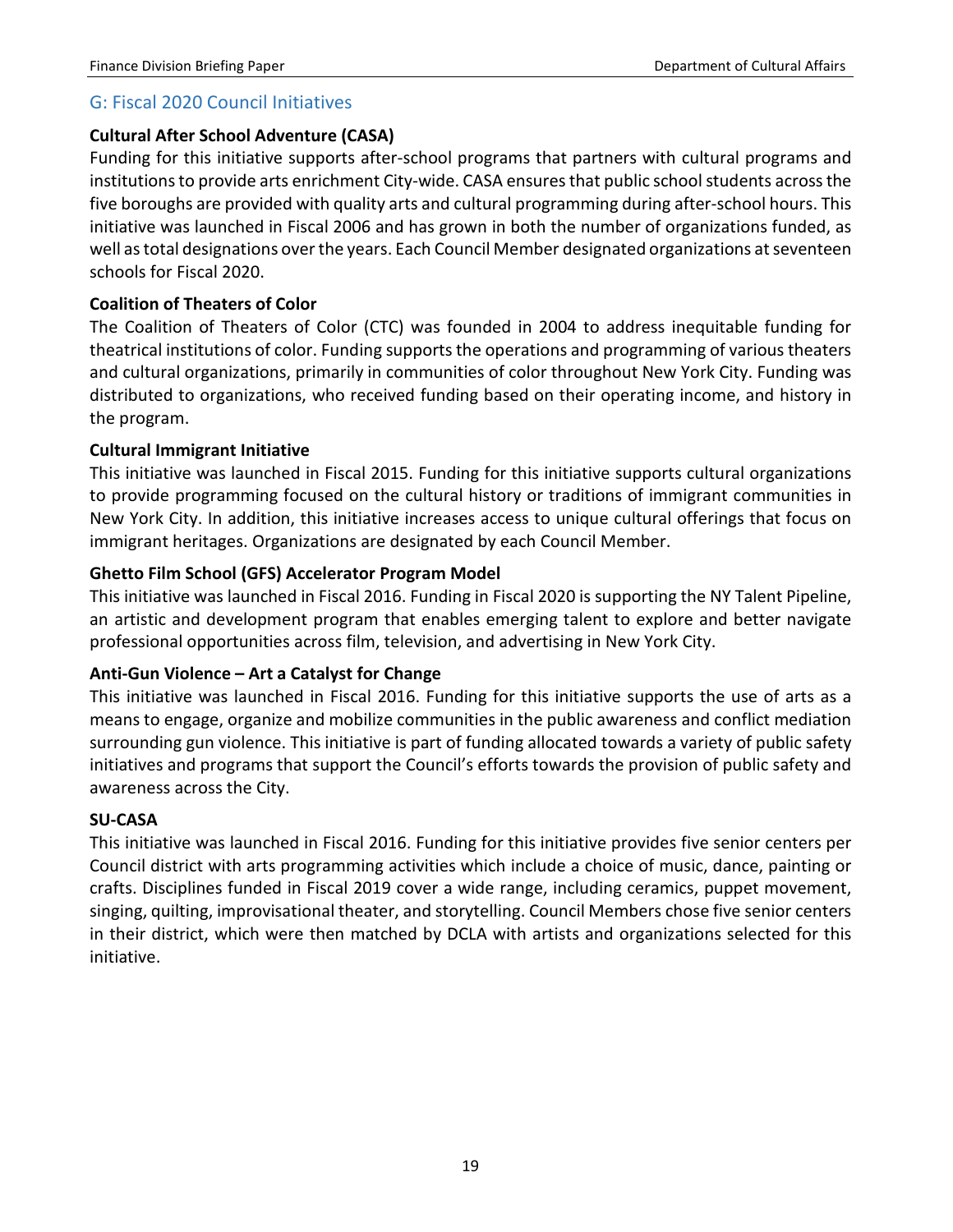## G: Fiscal 2020 Council Initiatives

**Cultural After School Adventure (CASA)**

Funding for this initiative supports after-school programs that partners with cultural programs and institutions to provide arts enrichment City-wide. CASA ensures that public school students across the five boroughs are provided with quality arts and cultural programming during after-school hours. This initiative was launched in Fiscal 2006 and has grown in both the number of organizations funded, as well as total designations over the years. Each Council Member designated organizations at seventeen schools for Fiscal 2020.

**Coalition of Theaters of Color**

The Coalition of Theaters of Color (CTC) was founded in 2004 to address inequitable funding for theatrical institutions of color. Funding supports the operations and programming of various theaters and cultural organizations, primarily in communities of color throughout New York City. Funding was distributed to organizations, who received funding based on their operating income, and history in the program.

**Cultural Immigrant Initiative**

This initiative was launched in Fiscal 2015. Funding for this initiative supports cultural organizations to provide programming focused on the cultural history or traditions of immigrant communities in New York City. In addition, this initiative increases access to unique cultural offerings that focus on immigrant heritages. Organizations are designated by each Council Member.

**Ghetto Film School (GFS) Accelerator Program Model**

This initiative was launched in Fiscal 2016. Funding in Fiscal 2020 is supporting the NY Talent Pipeline, an artistic and development program that enables emerging talent to explore and better navigate professional opportunities across film, television, and advertising in New York City.

**Anti-Gun Violence – Art a Catalyst for Change**

This initiative was launched in Fiscal 2016. Funding for this initiative supports the use of arts as a means to engage, organize and mobilize communities in the public awareness and conflict mediation surrounding gun violence. This initiative is part of funding allocated towards a variety of public safety initiatives and programs that support the Council's efforts towards the provision of public safety and awareness across the City.

**SU-CASA**

This initiative was launched in Fiscal 2016. Funding for this initiative provides five senior centers per Council district with arts programming activities which include a choice of music, dance, painting or crafts. Disciplines funded in Fiscal 2019 cover a wide range, including ceramics, puppet movement, singing, quilting, improvisational theater, and storytelling. Council Members chose five senior centers in their district, which were then matched by DCLA with artists and organizations selected for this initiative.